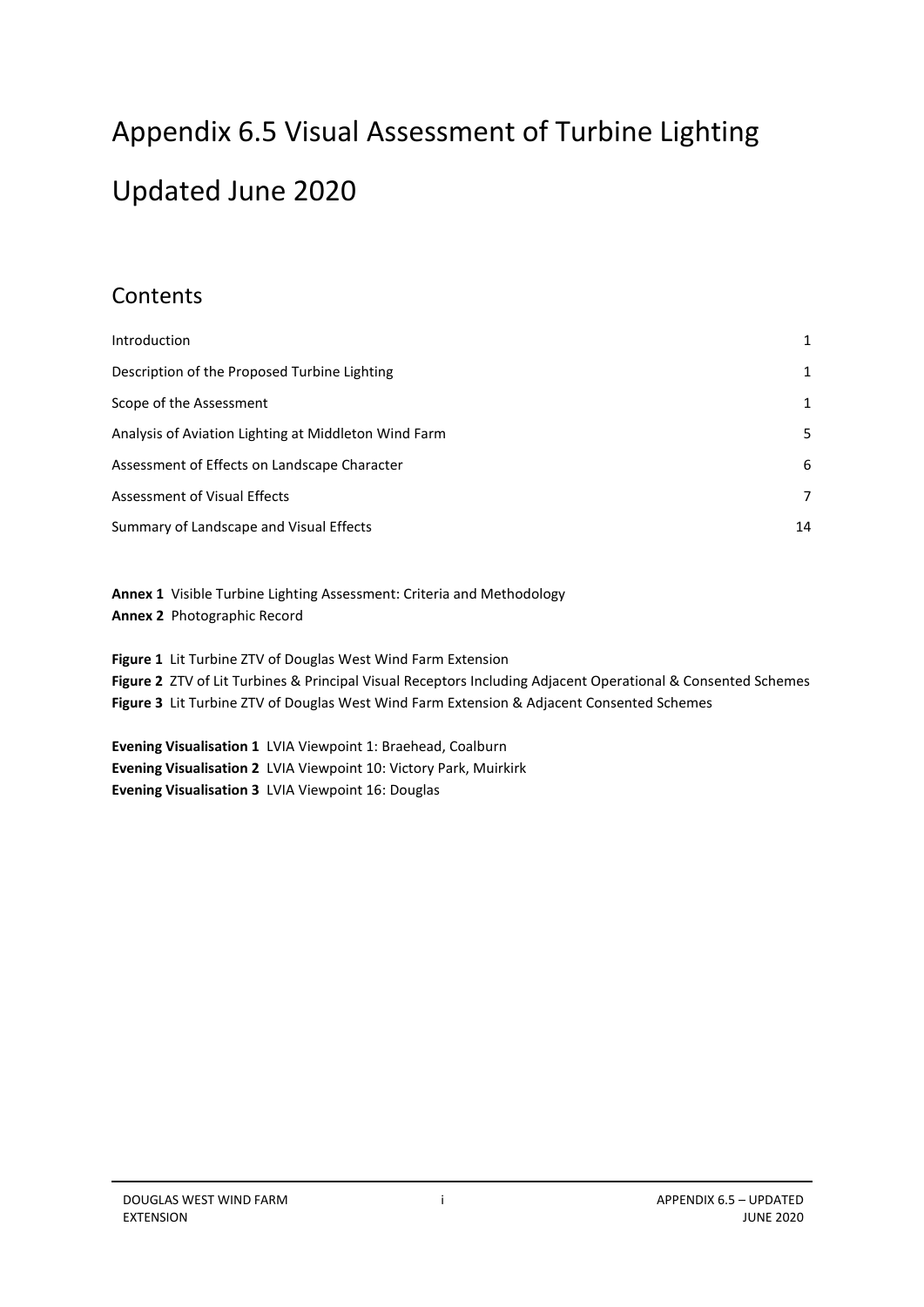# Appendix 6.5 Visual Assessment of Turbine Lighting

# Updated June 2020

## Contents

| | |
|---|---|
| Introduction | 1 |
| Description of the Proposed Turbine Lighting | 1 |
| Scope of the Assessment | 1 |
| Analysis of Aviation Lighting at Middleton Wind Farm | 5 |
| Assessment of Effects on Landscape Character | 6 |
| Assessment of Visual Effects | 7 |
| Summary of Landscape and Visual Effects | 14 |

**Annex 1** Visible Turbine Lighting Assessment: Criteria and Methodology
**Annex 2** Photographic Record

**Figure 1** Lit Turbine ZTV of Douglas West Wind Farm Extension
**Figure 2** ZTV of Lit Turbines & Principal Visual Receptors Including Adjacent Operational & Consented Schemes
**Figure 3** Lit Turbine ZTV of Douglas West Wind Farm Extension & Adjacent Consented Schemes

**Evening Visualisation 1** LVIA Viewpoint 1: Braehead, Coalburn
**Evening Visualisation 2** LVIA Viewpoint 10: Victory Park, Muirkirk
**Evening Visualisation 3** LVIA Viewpoint 16: Douglas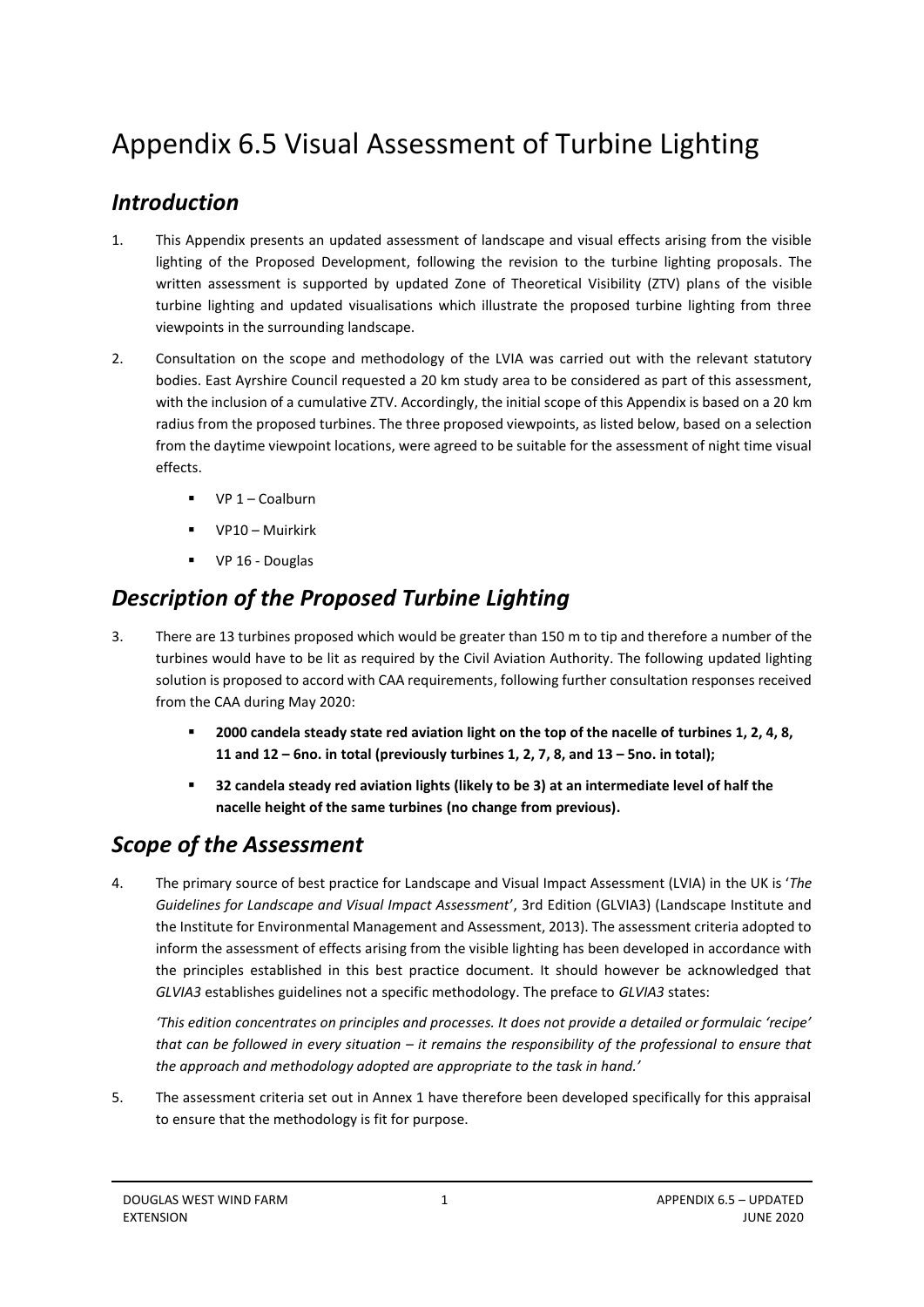# Appendix 6.5 Visual Assessment of Turbine Lighting

## *Introduction*

1. This Appendix presents an updated assessment of landscape and visual effects arising from the visible lighting of the Proposed Development, following the revision to the turbine lighting proposals. The written assessment is supported by updated Zone of Theoretical Visibility (ZTV) plans of the visible turbine lighting and updated visualisations which illustrate the proposed turbine lighting from three viewpoints in the surrounding landscape.

2. Consultation on the scope and methodology of the LVIA was carried out with the relevant statutory bodies. East Ayrshire Council requested a 20 km study area to be considered as part of this assessment, with the inclusion of a cumulative ZTV. Accordingly, the initial scope of this Appendix is based on a 20 km radius from the proposed turbines. The three proposed viewpoints, as listed below, based on a selection from the daytime viewpoint locations, were agreed to be suitable for the assessment of night time visual effects.

   - VP 1 – Coalburn
   - VP10 – Muirkirk
   - VP 16 - Douglas

## *Description of the Proposed Turbine Lighting*

3. There are 13 turbines proposed which would be greater than 150 m to tip and therefore a number of the turbines would have to be lit as required by the Civil Aviation Authority. The following updated lighting solution is proposed to accord with CAA requirements, following further consultation responses received from the CAA during May 2020:

   - **2000 candela steady state red aviation light on the top of the nacelle of turbines 1, 2, 4, 8, 11 and 12 – 6no. in total (previously turbines 1, 2, 7, 8, and 13 – 5no. in total);**
   - **32 candela steady red aviation lights (likely to be 3) at an intermediate level of half the nacelle height of the same turbines (no change from previous).**

## *Scope of the Assessment*

4. The primary source of best practice for Landscape and Visual Impact Assessment (LVIA) in the UK is '*The Guidelines for Landscape and Visual Impact Assessment*', 3rd Edition (GLVIA3) (Landscape Institute and the Institute for Environmental Management and Assessment, 2013). The assessment criteria adopted to inform the assessment of effects arising from the visible lighting has been developed in accordance with the principles established in this best practice document. It should however be acknowledged that *GLVIA3* establishes guidelines not a specific methodology. The preface to *GLVIA3* states:

   *'This edition concentrates on principles and processes. It does not provide a detailed or formulaic 'recipe' that can be followed in every situation – it remains the responsibility of the professional to ensure that the approach and methodology adopted are appropriate to the task in hand.'*

5. The assessment criteria set out in Annex 1 have therefore been developed specifically for this appraisal to ensure that the methodology is fit for purpose.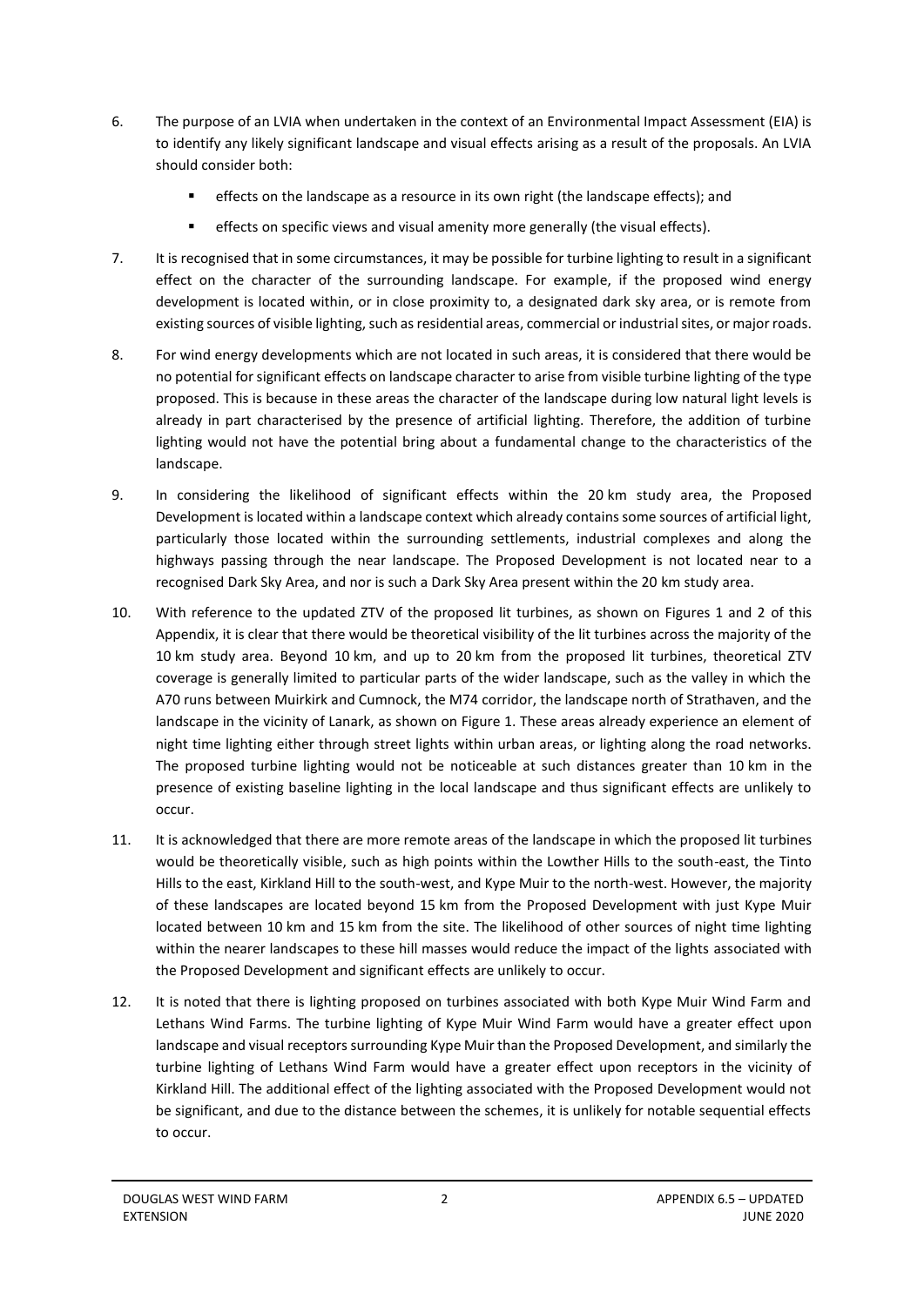6. The purpose of an LVIA when undertaken in the context of an Environmental Impact Assessment (EIA) is to identify any likely significant landscape and visual effects arising as a result of the proposals. An LVIA should consider both:

   - effects on the landscape as a resource in its own right (the landscape effects); and
   - effects on specific views and visual amenity more generally (the visual effects).

7. It is recognised that in some circumstances, it may be possible for turbine lighting to result in a significant effect on the character of the surrounding landscape. For example, if the proposed wind energy development is located within, or in close proximity to, a designated dark sky area, or is remote from existing sources of visible lighting, such as residential areas, commercial or industrial sites, or major roads.

8. For wind energy developments which are not located in such areas, it is considered that there would be no potential for significant effects on landscape character to arise from visible turbine lighting of the type proposed. This is because in these areas the character of the landscape during low natural light levels is already in part characterised by the presence of artificial lighting. Therefore, the addition of turbine lighting would not have the potential bring about a fundamental change to the characteristics of the landscape.

9. In considering the likelihood of significant effects within the 20 km study area, the Proposed Development is located within a landscape context which already contains some sources of artificial light, particularly those located within the surrounding settlements, industrial complexes and along the highways passing through the near landscape. The Proposed Development is not located near to a recognised Dark Sky Area, and nor is such a Dark Sky Area present within the 20 km study area.

10. With reference to the updated ZTV of the proposed lit turbines, as shown on Figures 1 and 2 of this Appendix, it is clear that there would be theoretical visibility of the lit turbines across the majority of the 10 km study area. Beyond 10 km, and up to 20 km from the proposed lit turbines, theoretical ZTV coverage is generally limited to particular parts of the wider landscape, such as the valley in which the A70 runs between Muirkirk and Cumnock, the M74 corridor, the landscape north of Strathaven, and the landscape in the vicinity of Lanark, as shown on Figure 1. These areas already experience an element of night time lighting either through street lights within urban areas, or lighting along the road networks. The proposed turbine lighting would not be noticeable at such distances greater than 10 km in the presence of existing baseline lighting in the local landscape and thus significant effects are unlikely to occur.

11. It is acknowledged that there are more remote areas of the landscape in which the proposed lit turbines would be theoretically visible, such as high points within the Lowther Hills to the south-east, the Tinto Hills to the east, Kirkland Hill to the south-west, and Kype Muir to the north-west. However, the majority of these landscapes are located beyond 15 km from the Proposed Development with just Kype Muir located between 10 km and 15 km from the site. The likelihood of other sources of night time lighting within the nearer landscapes to these hill masses would reduce the impact of the lights associated with the Proposed Development and significant effects are unlikely to occur.

12. It is noted that there is lighting proposed on turbines associated with both Kype Muir Wind Farm and Lethans Wind Farms. The turbine lighting of Kype Muir Wind Farm would have a greater effect upon landscape and visual receptors surrounding Kype Muir than the Proposed Development, and similarly the turbine lighting of Lethans Wind Farm would have a greater effect upon receptors in the vicinity of Kirkland Hill. The additional effect of the lighting associated with the Proposed Development would not be significant, and due to the distance between the schemes, it is unlikely for notable sequential effects to occur.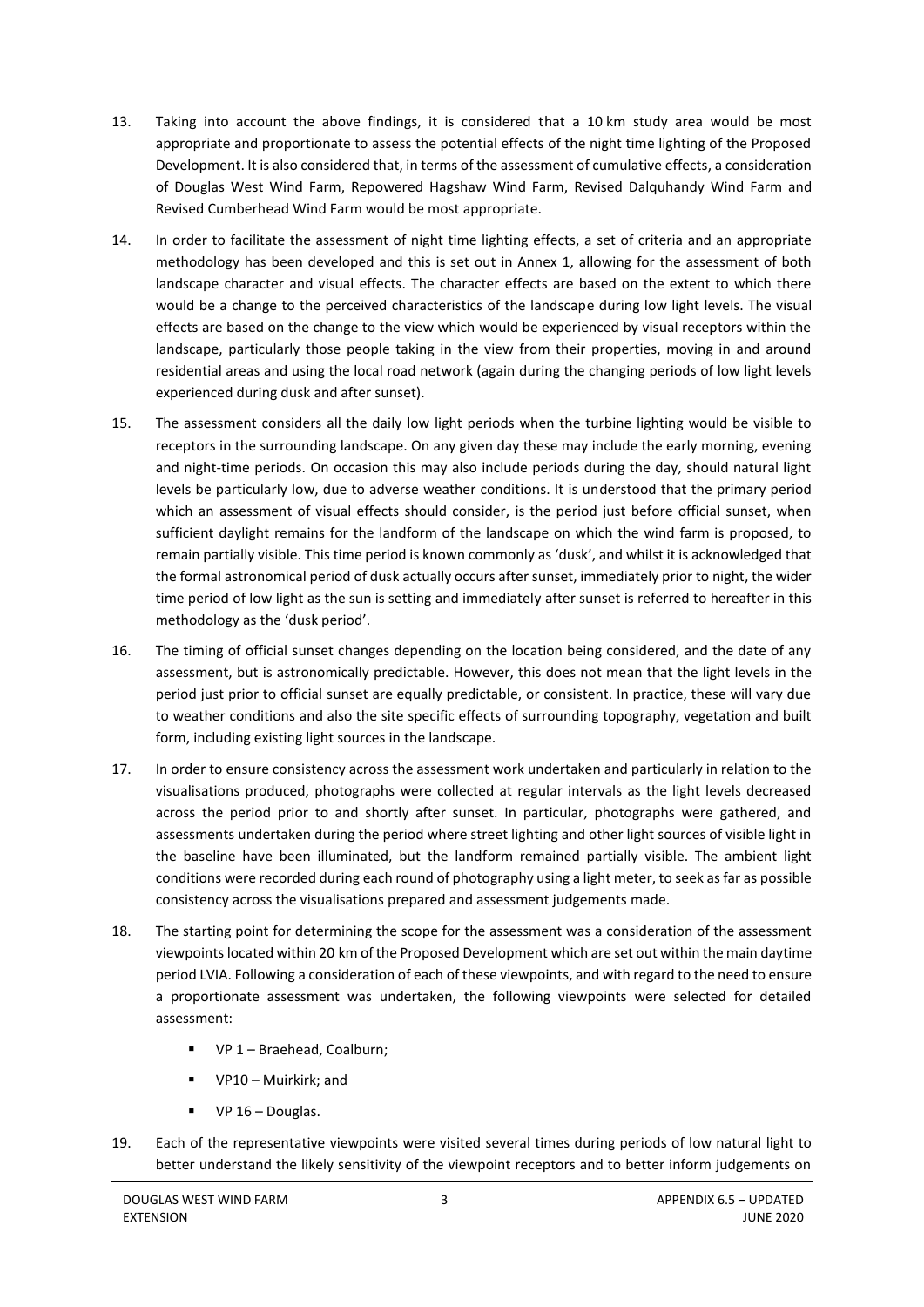13. Taking into account the above findings, it is considered that a 10 km study area would be most appropriate and proportionate to assess the potential effects of the night time lighting of the Proposed Development. It is also considered that, in terms of the assessment of cumulative effects, a consideration of Douglas West Wind Farm, Repowered Hagshaw Wind Farm, Revised Dalquhandy Wind Farm and Revised Cumberhead Wind Farm would be most appropriate.

14. In order to facilitate the assessment of night time lighting effects, a set of criteria and an appropriate methodology has been developed and this is set out in Annex 1, allowing for the assessment of both landscape character and visual effects. The character effects are based on the extent to which there would be a change to the perceived characteristics of the landscape during low light levels. The visual effects are based on the change to the view which would be experienced by visual receptors within the landscape, particularly those people taking in the view from their properties, moving in and around residential areas and using the local road network (again during the changing periods of low light levels experienced during dusk and after sunset).

15. The assessment considers all the daily low light periods when the turbine lighting would be visible to receptors in the surrounding landscape. On any given day these may include the early morning, evening and night-time periods. On occasion this may also include periods during the day, should natural light levels be particularly low, due to adverse weather conditions. It is understood that the primary period which an assessment of visual effects should consider, is the period just before official sunset, when sufficient daylight remains for the landform of the landscape on which the wind farm is proposed, to remain partially visible. This time period is known commonly as 'dusk', and whilst it is acknowledged that the formal astronomical period of dusk actually occurs after sunset, immediately prior to night, the wider time period of low light as the sun is setting and immediately after sunset is referred to hereafter in this methodology as the 'dusk period'.

16. The timing of official sunset changes depending on the location being considered, and the date of any assessment, but is astronomically predictable. However, this does not mean that the light levels in the period just prior to official sunset are equally predictable, or consistent. In practice, these will vary due to weather conditions and also the site specific effects of surrounding topography, vegetation and built form, including existing light sources in the landscape.

17. In order to ensure consistency across the assessment work undertaken and particularly in relation to the visualisations produced, photographs were collected at regular intervals as the light levels decreased across the period prior to and shortly after sunset. In particular, photographs were gathered, and assessments undertaken during the period where street lighting and other light sources of visible light in the baseline have been illuminated, but the landform remained partially visible. The ambient light conditions were recorded during each round of photography using a light meter, to seek as far as possible consistency across the visualisations prepared and assessment judgements made.

18. The starting point for determining the scope for the assessment was a consideration of the assessment viewpoints located within 20 km of the Proposed Development which are set out within the main daytime period LVIA. Following a consideration of each of these viewpoints, and with regard to the need to ensure a proportionate assessment was undertaken, the following viewpoints were selected for detailed assessment:

    - VP 1 – Braehead, Coalburn;
    - VP10 – Muirkirk; and
    - VP 16 – Douglas.

19. Each of the representative viewpoints were visited several times during periods of low natural light to better understand the likely sensitivity of the viewpoint receptors and to better inform judgements on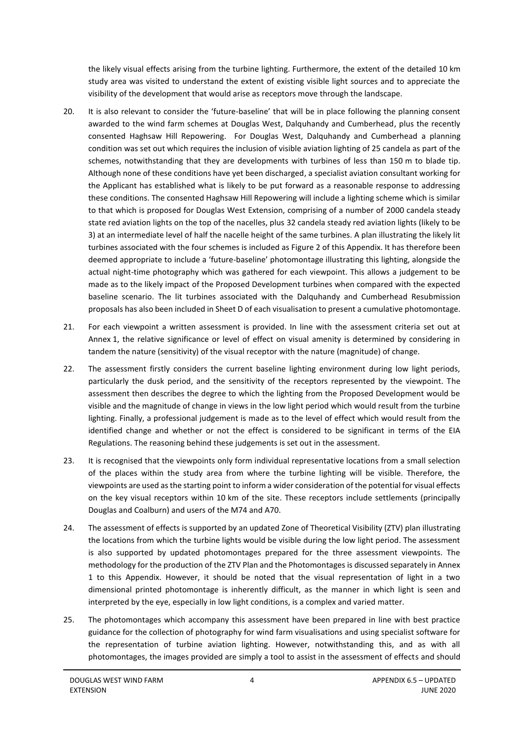the likely visual effects arising from the turbine lighting. Furthermore, the extent of the detailed 10 km study area was visited to understand the extent of existing visible light sources and to appreciate the visibility of the development that would arise as receptors move through the landscape.

20. It is also relevant to consider the 'future-baseline' that will be in place following the planning consent awarded to the wind farm schemes at Douglas West, Dalquhandy and Cumberhead, plus the recently consented Haghsaw Hill Repowering. For Douglas West, Dalquhandy and Cumberhead a planning condition was set out which requires the inclusion of visible aviation lighting of 25 candela as part of the schemes, notwithstanding that they are developments with turbines of less than 150 m to blade tip. Although none of these conditions have yet been discharged, a specialist aviation consultant working for the Applicant has established what is likely to be put forward as a reasonable response to addressing these conditions. The consented Haghsaw Hill Repowering will include a lighting scheme which is similar to that which is proposed for Douglas West Extension, comprising of a number of 2000 candela steady state red aviation lights on the top of the nacelles, plus 32 candela steady red aviation lights (likely to be 3) at an intermediate level of half the nacelle height of the same turbines. A plan illustrating the likely lit turbines associated with the four schemes is included as Figure 2 of this Appendix. It has therefore been deemed appropriate to include a 'future-baseline' photomontage illustrating this lighting, alongside the actual night-time photography which was gathered for each viewpoint. This allows a judgement to be made as to the likely impact of the Proposed Development turbines when compared with the expected baseline scenario. The lit turbines associated with the Dalquhandy and Cumberhead Resubmission proposals has also been included in Sheet D of each visualisation to present a cumulative photomontage.

21. For each viewpoint a written assessment is provided. In line with the assessment criteria set out at Annex 1, the relative significance or level of effect on visual amenity is determined by considering in tandem the nature (sensitivity) of the visual receptor with the nature (magnitude) of change.

22. The assessment firstly considers the current baseline lighting environment during low light periods, particularly the dusk period, and the sensitivity of the receptors represented by the viewpoint. The assessment then describes the degree to which the lighting from the Proposed Development would be visible and the magnitude of change in views in the low light period which would result from the turbine lighting. Finally, a professional judgement is made as to the level of effect which would result from the identified change and whether or not the effect is considered to be significant in terms of the EIA Regulations. The reasoning behind these judgements is set out in the assessment.

23. It is recognised that the viewpoints only form individual representative locations from a small selection of the places within the study area from where the turbine lighting will be visible. Therefore, the viewpoints are used as the starting point to inform a wider consideration of the potential for visual effects on the key visual receptors within 10 km of the site. These receptors include settlements (principally Douglas and Coalburn) and users of the M74 and A70.

24. The assessment of effects is supported by an updated Zone of Theoretical Visibility (ZTV) plan illustrating the locations from which the turbine lights would be visible during the low light period. The assessment is also supported by updated photomontages prepared for the three assessment viewpoints. The methodology for the production of the ZTV Plan and the Photomontages is discussed separately in Annex 1 to this Appendix. However, it should be noted that the visual representation of light in a two dimensional printed photomontage is inherently difficult, as the manner in which light is seen and interpreted by the eye, especially in low light conditions, is a complex and varied matter.

25. The photomontages which accompany this assessment have been prepared in line with best practice guidance for the collection of photography for wind farm visualisations and using specialist software for the representation of turbine aviation lighting. However, notwithstanding this, and as with all photomontages, the images provided are simply a tool to assist in the assessment of effects and should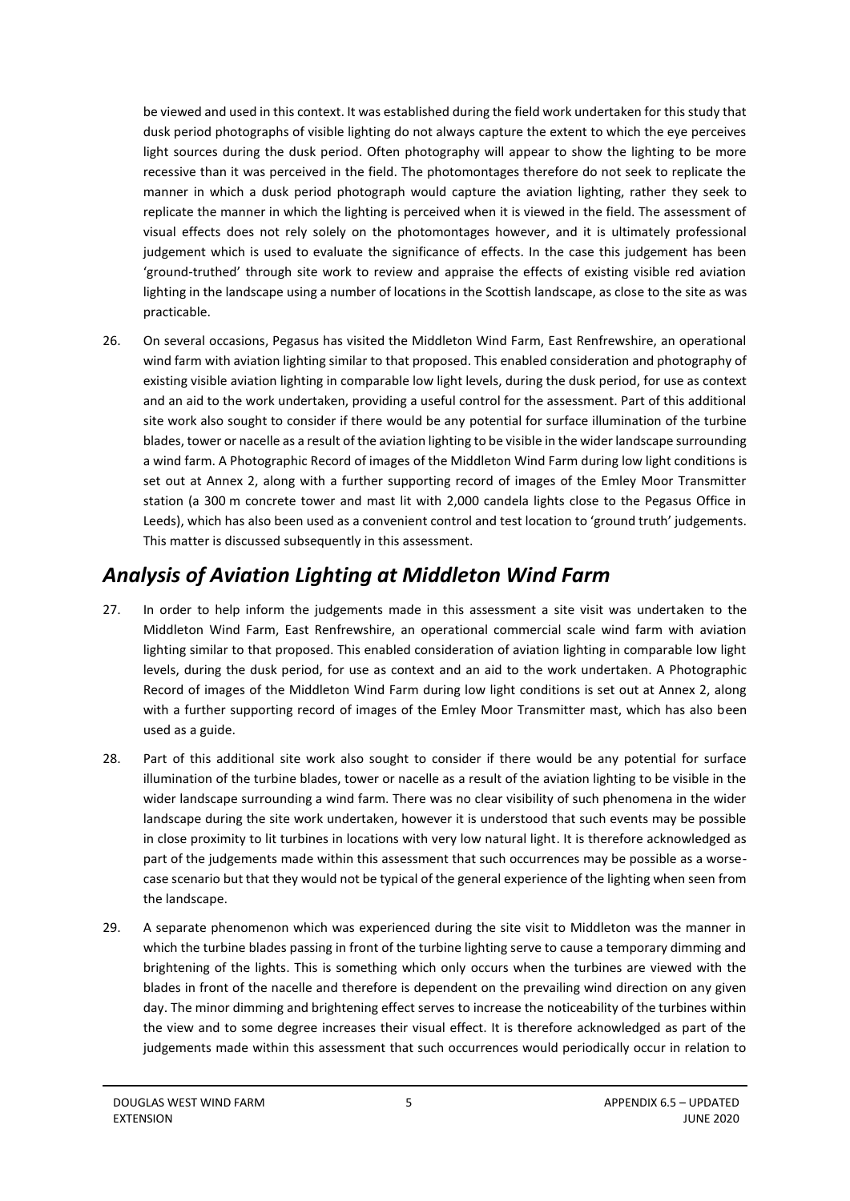be viewed and used in this context. It was established during the field work undertaken for this study that dusk period photographs of visible lighting do not always capture the extent to which the eye perceives light sources during the dusk period. Often photography will appear to show the lighting to be more recessive than it was perceived in the field. The photomontages therefore do not seek to replicate the manner in which a dusk period photograph would capture the aviation lighting, rather they seek to replicate the manner in which the lighting is perceived when it is viewed in the field. The assessment of visual effects does not rely solely on the photomontages however, and it is ultimately professional judgement which is used to evaluate the significance of effects. In the case this judgement has been 'ground-truthed' through site work to review and appraise the effects of existing visible red aviation lighting in the landscape using a number of locations in the Scottish landscape, as close to the site as was practicable.

26. On several occasions, Pegasus has visited the Middleton Wind Farm, East Renfrewshire, an operational wind farm with aviation lighting similar to that proposed. This enabled consideration and photography of existing visible aviation lighting in comparable low light levels, during the dusk period, for use as context and an aid to the work undertaken, providing a useful control for the assessment. Part of this additional site work also sought to consider if there would be any potential for surface illumination of the turbine blades, tower or nacelle as a result of the aviation lighting to be visible in the wider landscape surrounding a wind farm. A Photographic Record of images of the Middleton Wind Farm during low light conditions is set out at Annex 2, along with a further supporting record of images of the Emley Moor Transmitter station (a 300 m concrete tower and mast lit with 2,000 candela lights close to the Pegasus Office in Leeds), which has also been used as a convenient control and test location to 'ground truth' judgements. This matter is discussed subsequently in this assessment.

## *Analysis of Aviation Lighting at Middleton Wind Farm*

27. In order to help inform the judgements made in this assessment a site visit was undertaken to the Middleton Wind Farm, East Renfrewshire, an operational commercial scale wind farm with aviation lighting similar to that proposed. This enabled consideration of aviation lighting in comparable low light levels, during the dusk period, for use as context and an aid to the work undertaken. A Photographic Record of images of the Middleton Wind Farm during low light conditions is set out at Annex 2, along with a further supporting record of images of the Emley Moor Transmitter mast, which has also been used as a guide.

28. Part of this additional site work also sought to consider if there would be any potential for surface illumination of the turbine blades, tower or nacelle as a result of the aviation lighting to be visible in the wider landscape surrounding a wind farm. There was no clear visibility of such phenomena in the wider landscape during the site work undertaken, however it is understood that such events may be possible in close proximity to lit turbines in locations with very low natural light. It is therefore acknowledged as part of the judgements made within this assessment that such occurrences may be possible as a worse-case scenario but that they would not be typical of the general experience of the lighting when seen from the landscape.

29. A separate phenomenon which was experienced during the site visit to Middleton was the manner in which the turbine blades passing in front of the turbine lighting serve to cause a temporary dimming and brightening of the lights. This is something which only occurs when the turbines are viewed with the blades in front of the nacelle and therefore is dependent on the prevailing wind direction on any given day. The minor dimming and brightening effect serves to increase the noticeability of the turbines within the view and to some degree increases their visual effect. It is therefore acknowledged as part of the judgements made within this assessment that such occurrences would periodically occur in relation to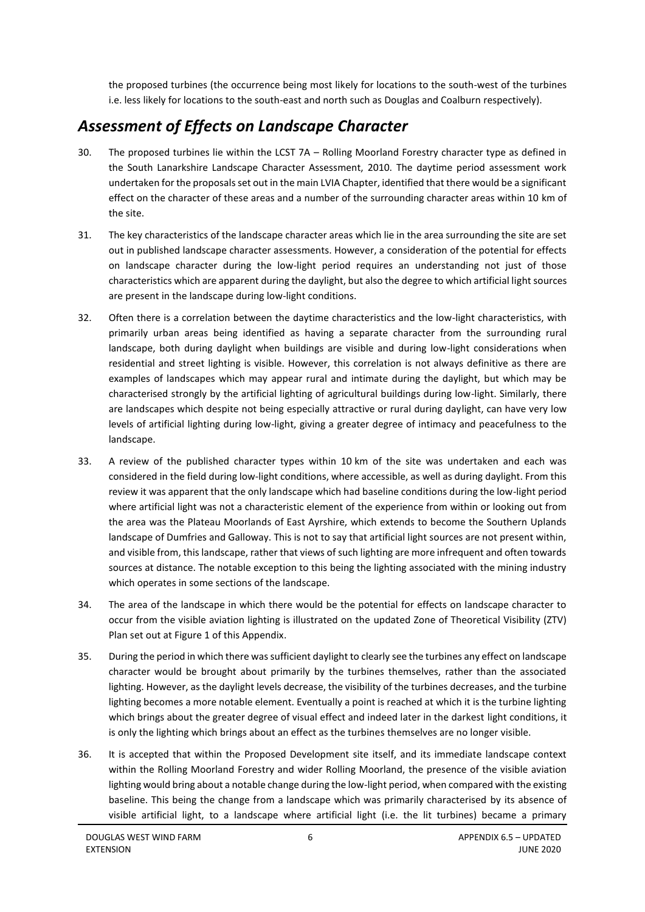the proposed turbines (the occurrence being most likely for locations to the south-west of the turbines i.e. less likely for locations to the south-east and north such as Douglas and Coalburn respectively).

## *Assessment of Effects on Landscape Character*

30. The proposed turbines lie within the LCST 7A – Rolling Moorland Forestry character type as defined in the South Lanarkshire Landscape Character Assessment, 2010. The daytime period assessment work undertaken for the proposals set out in the main LVIA Chapter, identified that there would be a significant effect on the character of these areas and a number of the surrounding character areas within 10 km of the site.

31. The key characteristics of the landscape character areas which lie in the area surrounding the site are set out in published landscape character assessments. However, a consideration of the potential for effects on landscape character during the low-light period requires an understanding not just of those characteristics which are apparent during the daylight, but also the degree to which artificial light sources are present in the landscape during low-light conditions.

32. Often there is a correlation between the daytime characteristics and the low-light characteristics, with primarily urban areas being identified as having a separate character from the surrounding rural landscape, both during daylight when buildings are visible and during low-light considerations when residential and street lighting is visible. However, this correlation is not always definitive as there are examples of landscapes which may appear rural and intimate during the daylight, but which may be characterised strongly by the artificial lighting of agricultural buildings during low-light. Similarly, there are landscapes which despite not being especially attractive or rural during daylight, can have very low levels of artificial lighting during low-light, giving a greater degree of intimacy and peacefulness to the landscape.

33. A review of the published character types within 10 km of the site was undertaken and each was considered in the field during low-light conditions, where accessible, as well as during daylight. From this review it was apparent that the only landscape which had baseline conditions during the low-light period where artificial light was not a characteristic element of the experience from within or looking out from the area was the Plateau Moorlands of East Ayrshire, which extends to become the Southern Uplands landscape of Dumfries and Galloway. This is not to say that artificial light sources are not present within, and visible from, this landscape, rather that views of such lighting are more infrequent and often towards sources at distance. The notable exception to this being the lighting associated with the mining industry which operates in some sections of the landscape.

34. The area of the landscape in which there would be the potential for effects on landscape character to occur from the visible aviation lighting is illustrated on the updated Zone of Theoretical Visibility (ZTV) Plan set out at Figure 1 of this Appendix.

35. During the period in which there was sufficient daylight to clearly see the turbines any effect on landscape character would be brought about primarily by the turbines themselves, rather than the associated lighting. However, as the daylight levels decrease, the visibility of the turbines decreases, and the turbine lighting becomes a more notable element. Eventually a point is reached at which it is the turbine lighting which brings about the greater degree of visual effect and indeed later in the darkest light conditions, it is only the lighting which brings about an effect as the turbines themselves are no longer visible.

36. It is accepted that within the Proposed Development site itself, and its immediate landscape context within the Rolling Moorland Forestry and wider Rolling Moorland, the presence of the visible aviation lighting would bring about a notable change during the low-light period, when compared with the existing baseline. This being the change from a landscape which was primarily characterised by its absence of visible artificial light, to a landscape where artificial light (i.e. the lit turbines) became a primary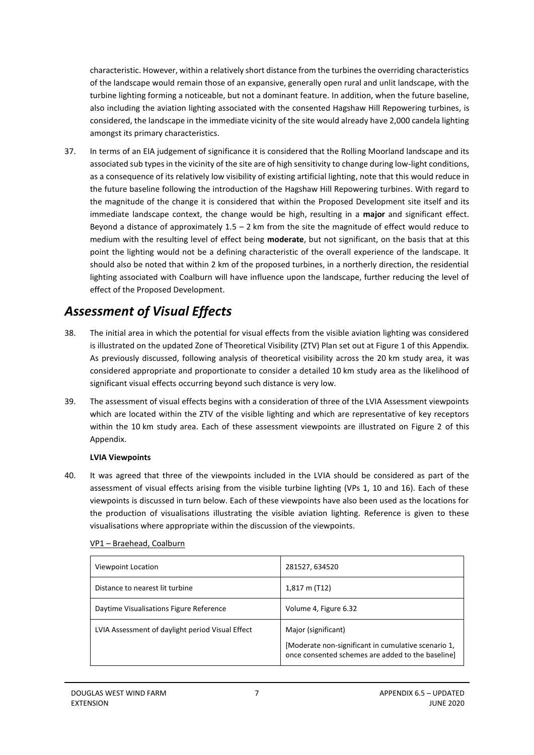characteristic. However, within a relatively short distance from the turbines the overriding characteristics of the landscape would remain those of an expansive, generally open rural and unlit landscape, with the turbine lighting forming a noticeable, but not a dominant feature. In addition, when the future baseline, also including the aviation lighting associated with the consented Hagshaw Hill Repowering turbines, is considered, the landscape in the immediate vicinity of the site would already have 2,000 candela lighting amongst its primary characteristics.

37. In terms of an EIA judgement of significance it is considered that the Rolling Moorland landscape and its associated sub types in the vicinity of the site are of high sensitivity to change during low-light conditions, as a consequence of its relatively low visibility of existing artificial lighting, note that this would reduce in the future baseline following the introduction of the Hagshaw Hill Repowering turbines. With regard to the magnitude of the change it is considered that within the Proposed Development site itself and its immediate landscape context, the change would be high, resulting in a **major** and significant effect. Beyond a distance of approximately 1.5 – 2 km from the site the magnitude of effect would reduce to medium with the resulting level of effect being **moderate**, but not significant, on the basis that at this point the lighting would not be a defining characteristic of the overall experience of the landscape. It should also be noted that within 2 km of the proposed turbines, in a northerly direction, the residential lighting associated with Coalburn will have influence upon the landscape, further reducing the level of effect of the Proposed Development.

## *Assessment of Visual Effects*

38. The initial area in which the potential for visual effects from the visible aviation lighting was considered is illustrated on the updated Zone of Theoretical Visibility (ZTV) Plan set out at Figure 1 of this Appendix. As previously discussed, following analysis of theoretical visibility across the 20 km study area, it was considered appropriate and proportionate to consider a detailed 10 km study area as the likelihood of significant visual effects occurring beyond such distance is very low.

39. The assessment of visual effects begins with a consideration of three of the LVIA Assessment viewpoints which are located within the ZTV of the visible lighting and which are representative of key receptors within the 10 km study area. Each of these assessment viewpoints are illustrated on Figure 2 of this Appendix.

**LVIA Viewpoints**

40. It was agreed that three of the viewpoints included in the LVIA should be considered as part of the assessment of visual effects arising from the visible turbine lighting (VPs 1, 10 and 16). Each of these viewpoints is discussed in turn below. Each of these viewpoints have also been used as the locations for the production of visualisations illustrating the visible aviation lighting. Reference is given to these visualisations where appropriate within the discussion of the viewpoints.

<u>VP1 – Braehead, Coalburn</u>

| Viewpoint Location | 281527, 634520 |
|---|---|
| Distance to nearest lit turbine | 1,817 m (T12) |
| Daytime Visualisations Figure Reference | Volume 4, Figure 6.32 |
| LVIA Assessment of daylight period Visual Effect | Major (significant)<br>[Moderate non-significant in cumulative scenario 1, once consented schemes are added to the baseline] |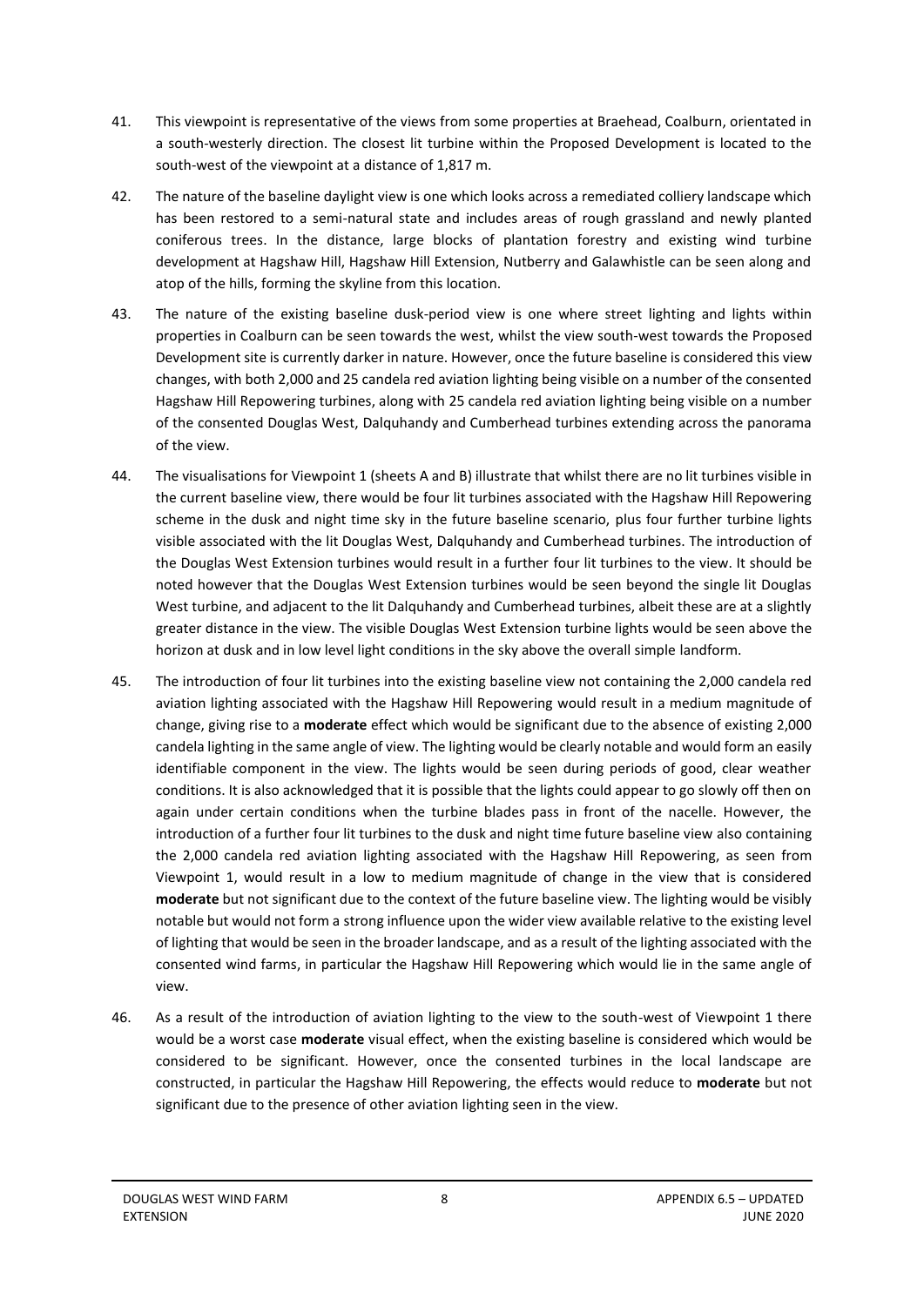41. This viewpoint is representative of the views from some properties at Braehead, Coalburn, orientated in a south-westerly direction. The closest lit turbine within the Proposed Development is located to the south-west of the viewpoint at a distance of 1,817 m.

42. The nature of the baseline daylight view is one which looks across a remediated colliery landscape which has been restored to a semi-natural state and includes areas of rough grassland and newly planted coniferous trees. In the distance, large blocks of plantation forestry and existing wind turbine development at Hagshaw Hill, Hagshaw Hill Extension, Nutberry and Galawhistle can be seen along and atop of the hills, forming the skyline from this location.

43. The nature of the existing baseline dusk-period view is one where street lighting and lights within properties in Coalburn can be seen towards the west, whilst the view south-west towards the Proposed Development site is currently darker in nature. However, once the future baseline is considered this view changes, with both 2,000 and 25 candela red aviation lighting being visible on a number of the consented Hagshaw Hill Repowering turbines, along with 25 candela red aviation lighting being visible on a number of the consented Douglas West, Dalquhandy and Cumberhead turbines extending across the panorama of the view.

44. The visualisations for Viewpoint 1 (sheets A and B) illustrate that whilst there are no lit turbines visible in the current baseline view, there would be four lit turbines associated with the Hagshaw Hill Repowering scheme in the dusk and night time sky in the future baseline scenario, plus four further turbine lights visible associated with the lit Douglas West, Dalquhandy and Cumberhead turbines. The introduction of the Douglas West Extension turbines would result in a further four lit turbines to the view. It should be noted however that the Douglas West Extension turbines would be seen beyond the single lit Douglas West turbine, and adjacent to the lit Dalquhandy and Cumberhead turbines, albeit these are at a slightly greater distance in the view. The visible Douglas West Extension turbine lights would be seen above the horizon at dusk and in low level light conditions in the sky above the overall simple landform.

45. The introduction of four lit turbines into the existing baseline view not containing the 2,000 candela red aviation lighting associated with the Hagshaw Hill Repowering would result in a medium magnitude of change, giving rise to a **moderate** effect which would be significant due to the absence of existing 2,000 candela lighting in the same angle of view. The lighting would be clearly notable and would form an easily identifiable component in the view. The lights would be seen during periods of good, clear weather conditions. It is also acknowledged that it is possible that the lights could appear to go slowly off then on again under certain conditions when the turbine blades pass in front of the nacelle. However, the introduction of a further four lit turbines to the dusk and night time future baseline view also containing the 2,000 candela red aviation lighting associated with the Hagshaw Hill Repowering, as seen from Viewpoint 1, would result in a low to medium magnitude of change in the view that is considered **moderate** but not significant due to the context of the future baseline view. The lighting would be visibly notable but would not form a strong influence upon the wider view available relative to the existing level of lighting that would be seen in the broader landscape, and as a result of the lighting associated with the consented wind farms, in particular the Hagshaw Hill Repowering which would lie in the same angle of view.

46. As a result of the introduction of aviation lighting to the view to the south-west of Viewpoint 1 there would be a worst case **moderate** visual effect, when the existing baseline is considered which would be considered to be significant. However, once the consented turbines in the local landscape are constructed, in particular the Hagshaw Hill Repowering, the effects would reduce to **moderate** but not significant due to the presence of other aviation lighting seen in the view.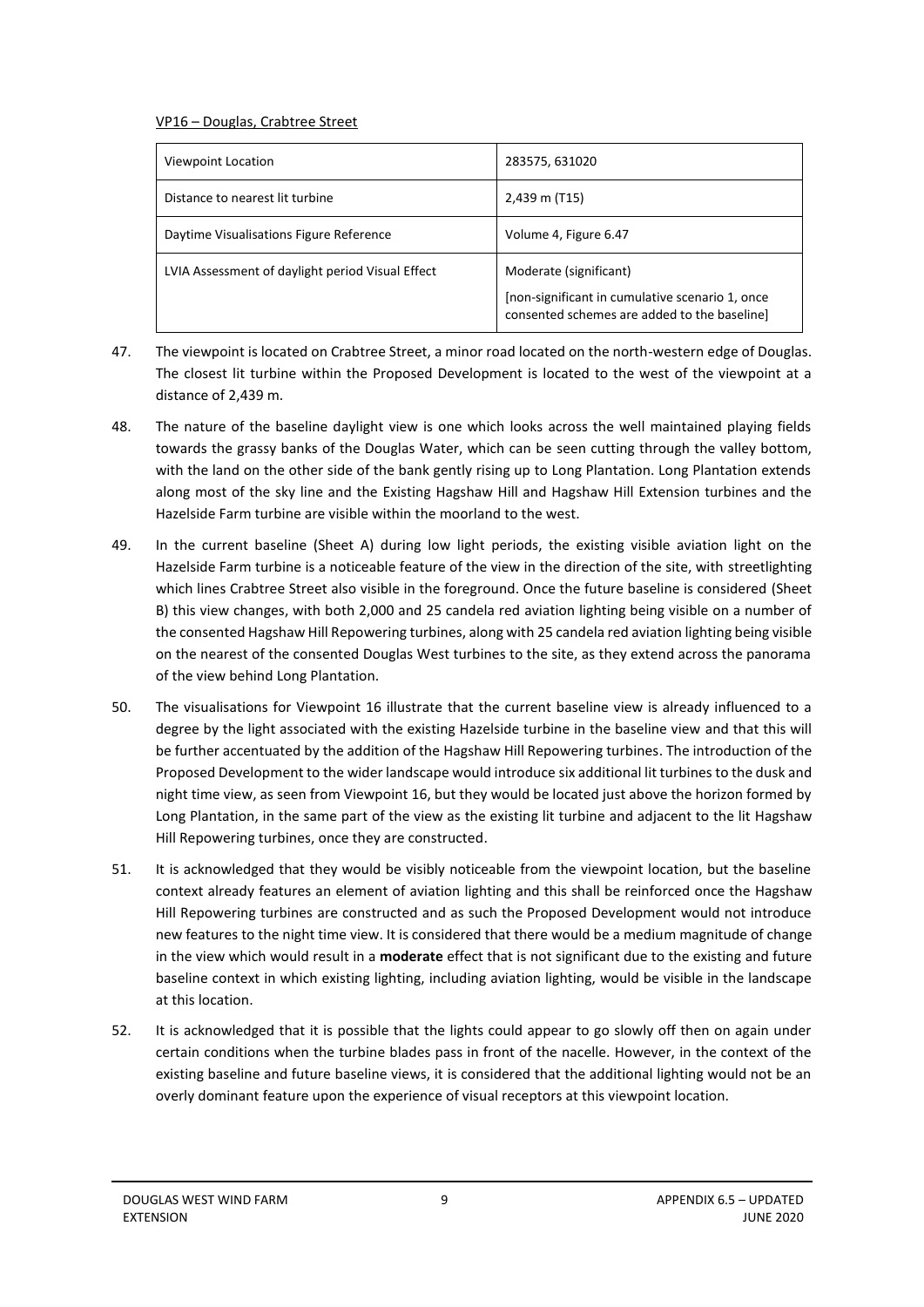VP16 – Douglas, Crabtree Street

| Viewpoint Location | 283575, 631020 |
|---|---|
| Distance to nearest lit turbine | 2,439 m (T15) |
| Daytime Visualisations Figure Reference | Volume 4, Figure 6.47 |
| LVIA Assessment of daylight period Visual Effect | Moderate (significant)<br>[non-significant in cumulative scenario 1, once consented schemes are added to the baseline] |

47. The viewpoint is located on Crabtree Street, a minor road located on the north-western edge of Douglas. The closest lit turbine within the Proposed Development is located to the west of the viewpoint at a distance of 2,439 m.

48. The nature of the baseline daylight view is one which looks across the well maintained playing fields towards the grassy banks of the Douglas Water, which can be seen cutting through the valley bottom, with the land on the other side of the bank gently rising up to Long Plantation. Long Plantation extends along most of the sky line and the Existing Hagshaw Hill and Hagshaw Hill Extension turbines and the Hazelside Farm turbine are visible within the moorland to the west.

49. In the current baseline (Sheet A) during low light periods, the existing visible aviation light on the Hazelside Farm turbine is a noticeable feature of the view in the direction of the site, with streetlighting which lines Crabtree Street also visible in the foreground. Once the future baseline is considered (Sheet B) this view changes, with both 2,000 and 25 candela red aviation lighting being visible on a number of the consented Hagshaw Hill Repowering turbines, along with 25 candela red aviation lighting being visible on the nearest of the consented Douglas West turbines to the site, as they extend across the panorama of the view behind Long Plantation.

50. The visualisations for Viewpoint 16 illustrate that the current baseline view is already influenced to a degree by the light associated with the existing Hazelside turbine in the baseline view and that this will be further accentuated by the addition of the Hagshaw Hill Repowering turbines. The introduction of the Proposed Development to the wider landscape would introduce six additional lit turbines to the dusk and night time view, as seen from Viewpoint 16, but they would be located just above the horizon formed by Long Plantation, in the same part of the view as the existing lit turbine and adjacent to the lit Hagshaw Hill Repowering turbines, once they are constructed.

51. It is acknowledged that they would be visibly noticeable from the viewpoint location, but the baseline context already features an element of aviation lighting and this shall be reinforced once the Hagshaw Hill Repowering turbines are constructed and as such the Proposed Development would not introduce new features to the night time view. It is considered that there would be a medium magnitude of change in the view which would result in a **moderate** effect that is not significant due to the existing and future baseline context in which existing lighting, including aviation lighting, would be visible in the landscape at this location.

52. It is acknowledged that it is possible that the lights could appear to go slowly off then on again under certain conditions when the turbine blades pass in front of the nacelle. However, in the context of the existing baseline and future baseline views, it is considered that the additional lighting would not be an overly dominant feature upon the experience of visual receptors at this viewpoint location.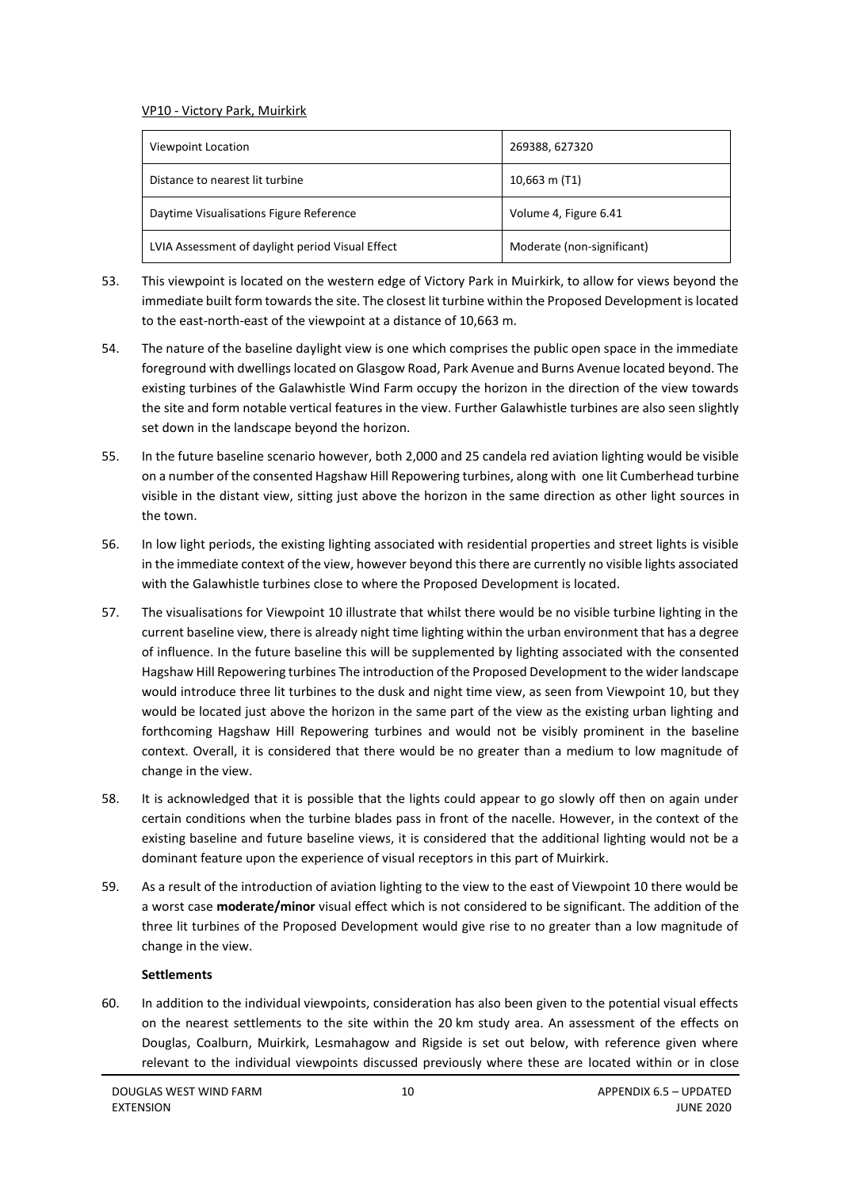VP10 - Victory Park, Muirkirk

| Viewpoint Location | 269388, 627320 |
| --- | --- |
| Distance to nearest lit turbine | 10,663 m (T1) |
| Daytime Visualisations Figure Reference | Volume 4, Figure 6.41 |
| LVIA Assessment of daylight period Visual Effect | Moderate (non-significant) |

53. This viewpoint is located on the western edge of Victory Park in Muirkirk, to allow for views beyond the immediate built form towards the site. The closest lit turbine within the Proposed Development is located to the east-north-east of the viewpoint at a distance of 10,663 m.

54. The nature of the baseline daylight view is one which comprises the public open space in the immediate foreground with dwellings located on Glasgow Road, Park Avenue and Burns Avenue located beyond. The existing turbines of the Galawhistle Wind Farm occupy the horizon in the direction of the view towards the site and form notable vertical features in the view. Further Galawhistle turbines are also seen slightly set down in the landscape beyond the horizon.

55. In the future baseline scenario however, both 2,000 and 25 candela red aviation lighting would be visible on a number of the consented Hagshaw Hill Repowering turbines, along with one lit Cumberhead turbine visible in the distant view, sitting just above the horizon in the same direction as other light sources in the town.

56. In low light periods, the existing lighting associated with residential properties and street lights is visible in the immediate context of the view, however beyond this there are currently no visible lights associated with the Galawhistle turbines close to where the Proposed Development is located.

57. The visualisations for Viewpoint 10 illustrate that whilst there would be no visible turbine lighting in the current baseline view, there is already night time lighting within the urban environment that has a degree of influence. In the future baseline this will be supplemented by lighting associated with the consented Hagshaw Hill Repowering turbines The introduction of the Proposed Development to the wider landscape would introduce three lit turbines to the dusk and night time view, as seen from Viewpoint 10, but they would be located just above the horizon in the same part of the view as the existing urban lighting and forthcoming Hagshaw Hill Repowering turbines and would not be visibly prominent in the baseline context. Overall, it is considered that there would be no greater than a medium to low magnitude of change in the view.

58. It is acknowledged that it is possible that the lights could appear to go slowly off then on again under certain conditions when the turbine blades pass in front of the nacelle. However, in the context of the existing baseline and future baseline views, it is considered that the additional lighting would not be a dominant feature upon the experience of visual receptors in this part of Muirkirk.

59. As a result of the introduction of aviation lighting to the view to the east of Viewpoint 10 there would be a worst case **moderate/minor** visual effect which is not considered to be significant. The addition of the three lit turbines of the Proposed Development would give rise to no greater than a low magnitude of change in the view.

**Settlements**

60. In addition to the individual viewpoints, consideration has also been given to the potential visual effects on the nearest settlements to the site within the 20 km study area. An assessment of the effects on Douglas, Coalburn, Muirkirk, Lesmahagow and Rigside is set out below, with reference given where relevant to the individual viewpoints discussed previously where these are located within or in close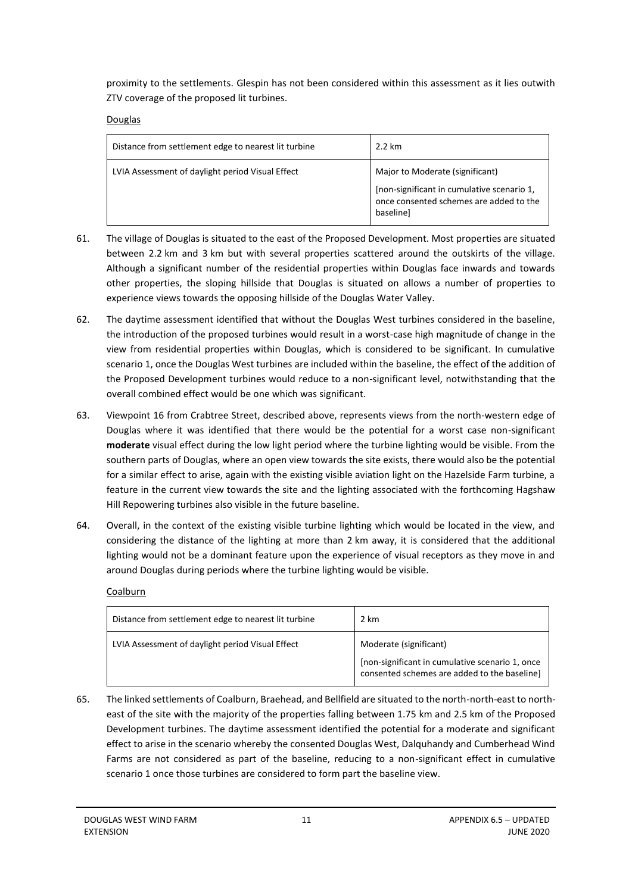proximity to the settlements. Glespin has not been considered within this assessment as it lies outwith ZTV coverage of the proposed lit turbines.

Douglas

| Distance from settlement edge to nearest lit turbine | 2.2 km |
|---|---|
| LVIA Assessment of daylight period Visual Effect | Major to Moderate (significant)<br><br>[non-significant in cumulative scenario 1, once consented schemes are added to the baseline] |

61. The village of Douglas is situated to the east of the Proposed Development. Most properties are situated between 2.2 km and 3 km but with several properties scattered around the outskirts of the village. Although a significant number of the residential properties within Douglas face inwards and towards other properties, the sloping hillside that Douglas is situated on allows a number of properties to experience views towards the opposing hillside of the Douglas Water Valley.

62. The daytime assessment identified that without the Douglas West turbines considered in the baseline, the introduction of the proposed turbines would result in a worst-case high magnitude of change in the view from residential properties within Douglas, which is considered to be significant. In cumulative scenario 1, once the Douglas West turbines are included within the baseline, the effect of the addition of the Proposed Development turbines would reduce to a non-significant level, notwithstanding that the overall combined effect would be one which was significant.

63. Viewpoint 16 from Crabtree Street, described above, represents views from the north-western edge of Douglas where it was identified that there would be the potential for a worst case non-significant **moderate** visual effect during the low light period where the turbine lighting would be visible. From the southern parts of Douglas, where an open view towards the site exists, there would also be the potential for a similar effect to arise, again with the existing visible aviation light on the Hazelside Farm turbine, a feature in the current view towards the site and the lighting associated with the forthcoming Hagshaw Hill Repowering turbines also visible in the future baseline.

64. Overall, in the context of the existing visible turbine lighting which would be located in the view, and considering the distance of the lighting at more than 2 km away, it is considered that the additional lighting would not be a dominant feature upon the experience of visual receptors as they move in and around Douglas during periods where the turbine lighting would be visible.

Coalburn

| Distance from settlement edge to nearest lit turbine | 2 km |
|---|---|
| LVIA Assessment of daylight period Visual Effect | Moderate (significant)<br><br>[non-significant in cumulative scenario 1, once consented schemes are added to the baseline] |

65. The linked settlements of Coalburn, Braehead, and Bellfield are situated to the north-north-east to north-east of the site with the majority of the properties falling between 1.75 km and 2.5 km of the Proposed Development turbines. The daytime assessment identified the potential for a moderate and significant effect to arise in the scenario whereby the consented Douglas West, Dalquhandy and Cumberhead Wind Farms are not considered as part of the baseline, reducing to a non-significant effect in cumulative scenario 1 once those turbines are considered to form part the baseline view.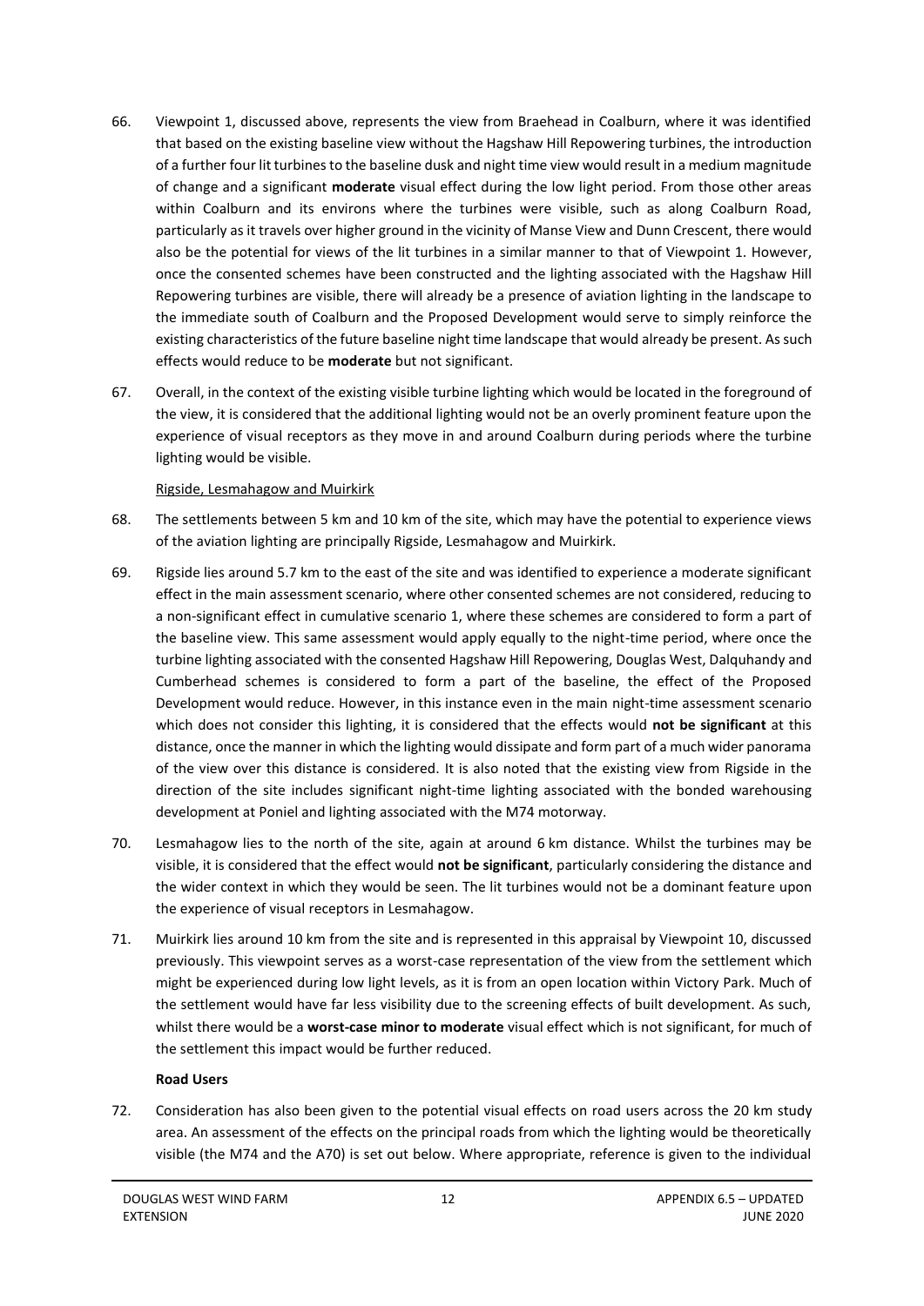66. Viewpoint 1, discussed above, represents the view from Braehead in Coalburn, where it was identified that based on the existing baseline view without the Hagshaw Hill Repowering turbines, the introduction of a further four lit turbines to the baseline dusk and night time view would result in a medium magnitude of change and a significant **moderate** visual effect during the low light period. From those other areas within Coalburn and its environs where the turbines were visible, such as along Coalburn Road, particularly as it travels over higher ground in the vicinity of Manse View and Dunn Crescent, there would also be the potential for views of the lit turbines in a similar manner to that of Viewpoint 1. However, once the consented schemes have been constructed and the lighting associated with the Hagshaw Hill Repowering turbines are visible, there will already be a presence of aviation lighting in the landscape to the immediate south of Coalburn and the Proposed Development would serve to simply reinforce the existing characteristics of the future baseline night time landscape that would already be present. As such effects would reduce to be **moderate** but not significant.

67. Overall, in the context of the existing visible turbine lighting which would be located in the foreground of the view, it is considered that the additional lighting would not be an overly prominent feature upon the experience of visual receptors as they move in and around Coalburn during periods where the turbine lighting would be visible.

Rigside, Lesmahagow and Muirkirk

68. The settlements between 5 km and 10 km of the site, which may have the potential to experience views of the aviation lighting are principally Rigside, Lesmahagow and Muirkirk.

69. Rigside lies around 5.7 km to the east of the site and was identified to experience a moderate significant effect in the main assessment scenario, where other consented schemes are not considered, reducing to a non-significant effect in cumulative scenario 1, where these schemes are considered to form a part of the baseline view. This same assessment would apply equally to the night-time period, where once the turbine lighting associated with the consented Hagshaw Hill Repowering, Douglas West, Dalquhandy and Cumberhead schemes is considered to form a part of the baseline, the effect of the Proposed Development would reduce. However, in this instance even in the main night-time assessment scenario which does not consider this lighting, it is considered that the effects would **not be significant** at this distance, once the manner in which the lighting would dissipate and form part of a much wider panorama of the view over this distance is considered. It is also noted that the existing view from Rigside in the direction of the site includes significant night-time lighting associated with the bonded warehousing development at Poniel and lighting associated with the M74 motorway.

70. Lesmahagow lies to the north of the site, again at around 6 km distance. Whilst the turbines may be visible, it is considered that the effect would **not be significant**, particularly considering the distance and the wider context in which they would be seen. The lit turbines would not be a dominant feature upon the experience of visual receptors in Lesmahagow.

71. Muirkirk lies around 10 km from the site and is represented in this appraisal by Viewpoint 10, discussed previously. This viewpoint serves as a worst-case representation of the view from the settlement which might be experienced during low light levels, as it is from an open location within Victory Park. Much of the settlement would have far less visibility due to the screening effects of built development. As such, whilst there would be a **worst-case minor to moderate** visual effect which is not significant, for much of the settlement this impact would be further reduced.

**Road Users**

72. Consideration has also been given to the potential visual effects on road users across the 20 km study area. An assessment of the effects on the principal roads from which the lighting would be theoretically visible (the M74 and the A70) is set out below. Where appropriate, reference is given to the individual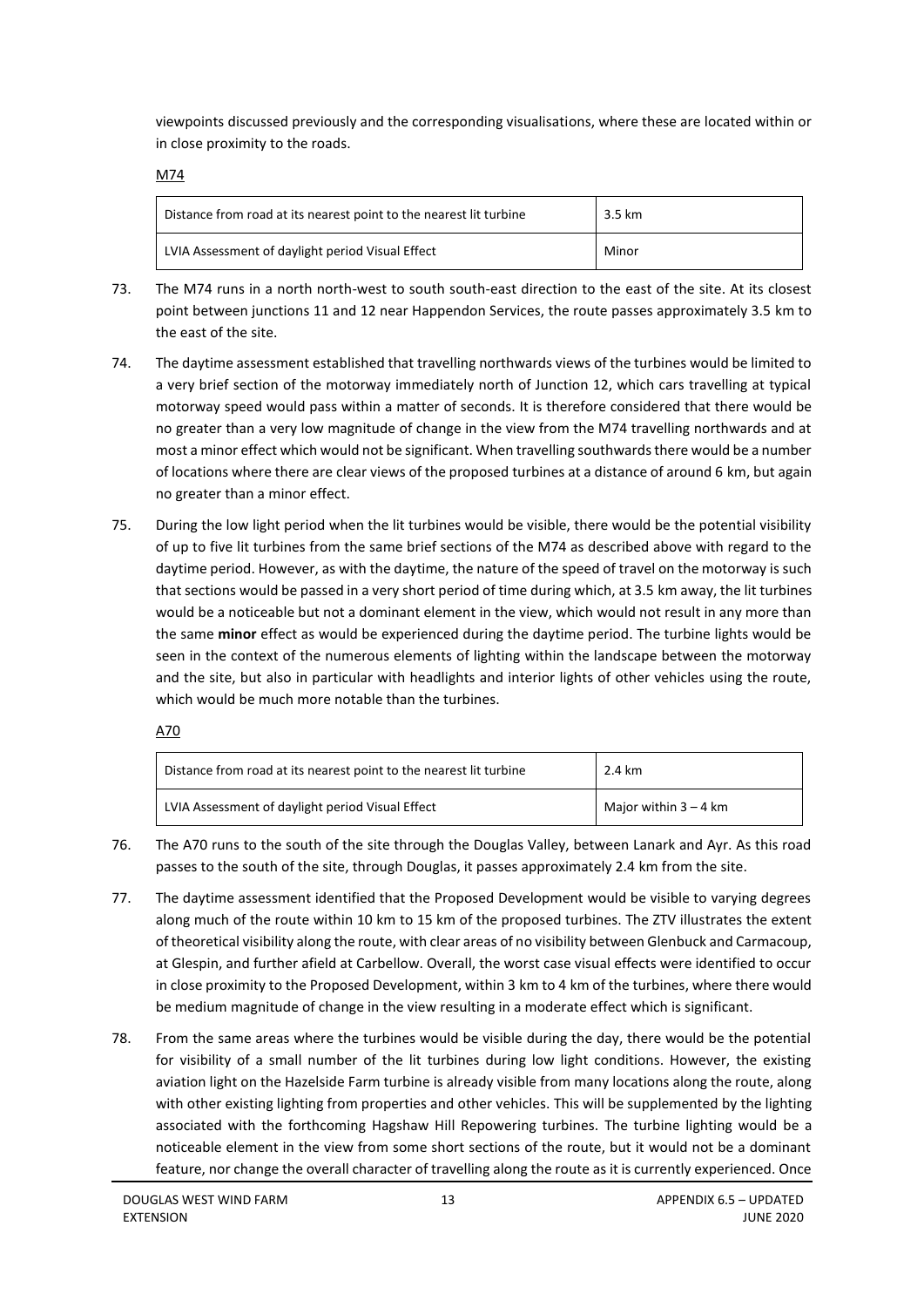viewpoints discussed previously and the corresponding visualisations, where these are located within or in close proximity to the roads.

M74

| Distance from road at its nearest point to the nearest lit turbine | 3.5 km |
|---|---|
| LVIA Assessment of daylight period Visual Effect | Minor |

73. The M74 runs in a north north-west to south south-east direction to the east of the site. At its closest point between junctions 11 and 12 near Happendon Services, the route passes approximately 3.5 km to the east of the site.

74. The daytime assessment established that travelling northwards views of the turbines would be limited to a very brief section of the motorway immediately north of Junction 12, which cars travelling at typical motorway speed would pass within a matter of seconds. It is therefore considered that there would be no greater than a very low magnitude of change in the view from the M74 travelling northwards and at most a minor effect which would not be significant. When travelling southwards there would be a number of locations where there are clear views of the proposed turbines at a distance of around 6 km, but again no greater than a minor effect.

75. During the low light period when the lit turbines would be visible, there would be the potential visibility of up to five lit turbines from the same brief sections of the M74 as described above with regard to the daytime period. However, as with the daytime, the nature of the speed of travel on the motorway is such that sections would be passed in a very short period of time during which, at 3.5 km away, the lit turbines would be a noticeable but not a dominant element in the view, which would not result in any more than the same **minor** effect as would be experienced during the daytime period. The turbine lights would be seen in the context of the numerous elements of lighting within the landscape between the motorway and the site, but also in particular with headlights and interior lights of other vehicles using the route, which would be much more notable than the turbines.

A70

| Distance from road at its nearest point to the nearest lit turbine | 2.4 km |
|---|---|
| LVIA Assessment of daylight period Visual Effect | Major within 3 – 4 km |

76. The A70 runs to the south of the site through the Douglas Valley, between Lanark and Ayr. As this road passes to the south of the site, through Douglas, it passes approximately 2.4 km from the site.

77. The daytime assessment identified that the Proposed Development would be visible to varying degrees along much of the route within 10 km to 15 km of the proposed turbines. The ZTV illustrates the extent of theoretical visibility along the route, with clear areas of no visibility between Glenbuck and Carmacoup, at Glespin, and further afield at Carbellow. Overall, the worst case visual effects were identified to occur in close proximity to the Proposed Development, within 3 km to 4 km of the turbines, where there would be medium magnitude of change in the view resulting in a moderate effect which is significant.

78. From the same areas where the turbines would be visible during the day, there would be the potential for visibility of a small number of the lit turbines during low light conditions. However, the existing aviation light on the Hazelside Farm turbine is already visible from many locations along the route, along with other existing lighting from properties and other vehicles. This will be supplemented by the lighting associated with the forthcoming Hagshaw Hill Repowering turbines. The turbine lighting would be a noticeable element in the view from some short sections of the route, but it would not be a dominant feature, nor change the overall character of travelling along the route as it is currently experienced. Once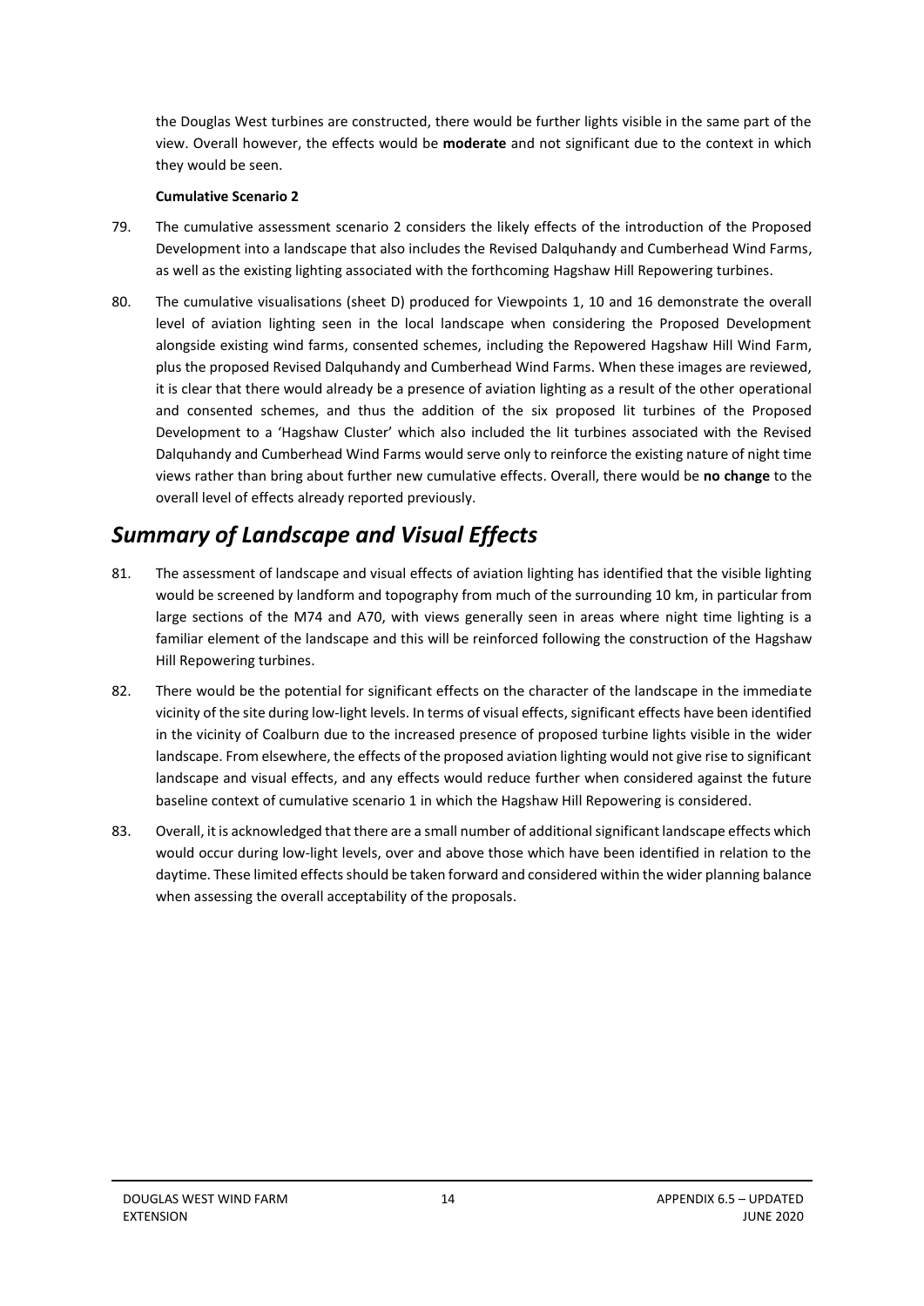the Douglas West turbines are constructed, there would be further lights visible in the same part of the view. Overall however, the effects would be **moderate** and not significant due to the context in which they would be seen.

**Cumulative Scenario 2**

79. The cumulative assessment scenario 2 considers the likely effects of the introduction of the Proposed Development into a landscape that also includes the Revised Dalquhandy and Cumberhead Wind Farms, as well as the existing lighting associated with the forthcoming Hagshaw Hill Repowering turbines.

80. The cumulative visualisations (sheet D) produced for Viewpoints 1, 10 and 16 demonstrate the overall level of aviation lighting seen in the local landscape when considering the Proposed Development alongside existing wind farms, consented schemes, including the Repowered Hagshaw Hill Wind Farm, plus the proposed Revised Dalquhandy and Cumberhead Wind Farms. When these images are reviewed, it is clear that there would already be a presence of aviation lighting as a result of the other operational and consented schemes, and thus the addition of the six proposed lit turbines of the Proposed Development to a 'Hagshaw Cluster' which also included the lit turbines associated with the Revised Dalquhandy and Cumberhead Wind Farms would serve only to reinforce the existing nature of night time views rather than bring about further new cumulative effects. Overall, there would be **no change** to the overall level of effects already reported previously.

## *Summary of Landscape and Visual Effects*

81. The assessment of landscape and visual effects of aviation lighting has identified that the visible lighting would be screened by landform and topography from much of the surrounding 10 km, in particular from large sections of the M74 and A70, with views generally seen in areas where night time lighting is a familiar element of the landscape and this will be reinforced following the construction of the Hagshaw Hill Repowering turbines.

82. There would be the potential for significant effects on the character of the landscape in the immediate vicinity of the site during low-light levels. In terms of visual effects, significant effects have been identified in the vicinity of Coalburn due to the increased presence of proposed turbine lights visible in the wider landscape. From elsewhere, the effects of the proposed aviation lighting would not give rise to significant landscape and visual effects, and any effects would reduce further when considered against the future baseline context of cumulative scenario 1 in which the Hagshaw Hill Repowering is considered.

83. Overall, it is acknowledged that there are a small number of additional significant landscape effects which would occur during low-light levels, over and above those which have been identified in relation to the daytime. These limited effects should be taken forward and considered within the wider planning balance when assessing the overall acceptability of the proposals.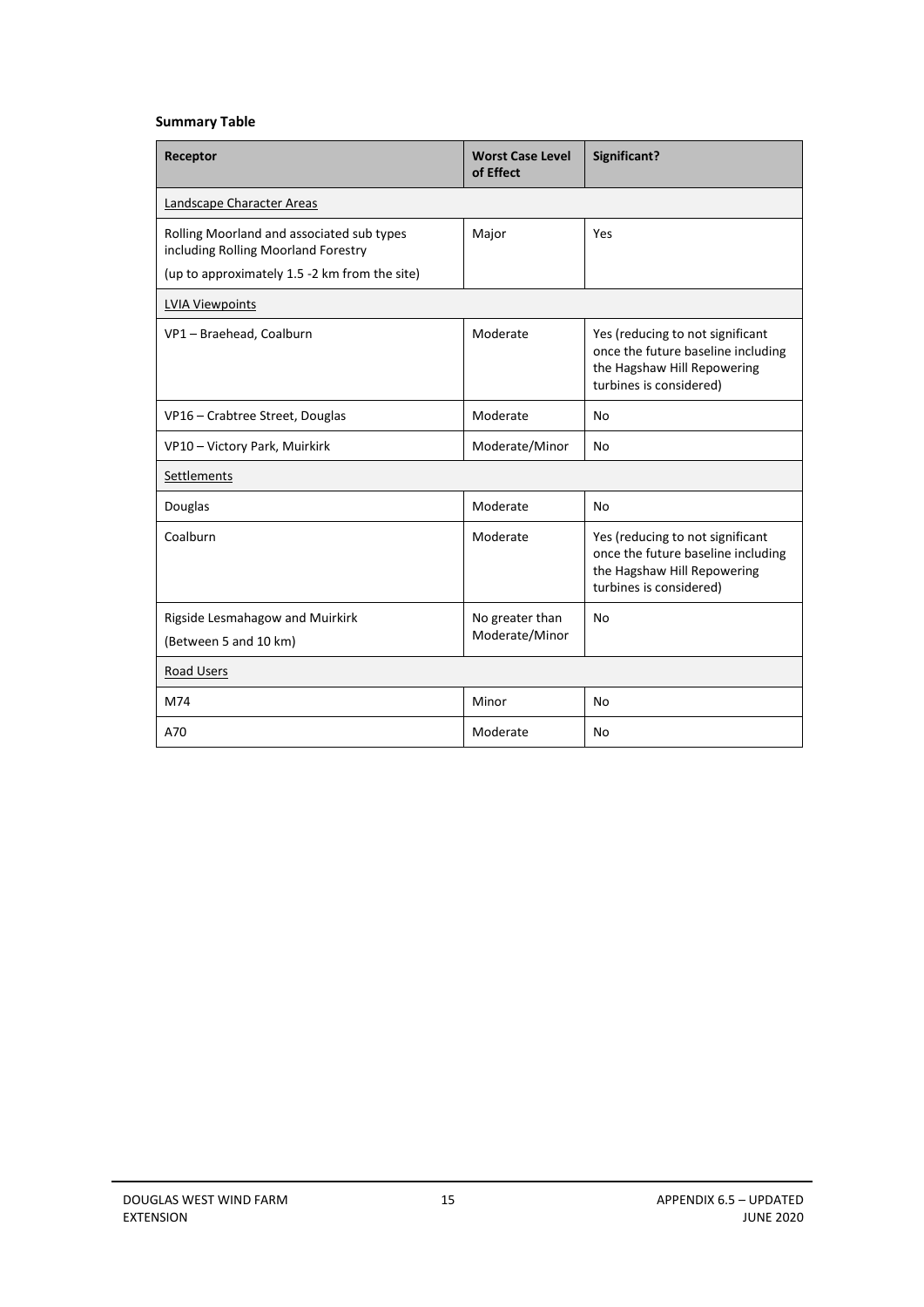**Summary Table**

| Receptor | Worst Case Level of Effect | Significant? |
|---|---|---|
| Landscape Character Areas | | |
| Rolling Moorland and associated sub types including Rolling Moorland Forestry<br>(up to approximately 1.5 -2 km from the site) | Major | Yes |
| LVIA Viewpoints | | |
| VP1 – Braehead, Coalburn | Moderate | Yes (reducing to not significant once the future baseline including the Hagshaw Hill Repowering turbines is considered) |
| VP16 – Crabtree Street, Douglas | Moderate | No |
| VP10 – Victory Park, Muirkirk | Moderate/Minor | No |
| Settlements | | |
| Douglas | Moderate | No |
| Coalburn | Moderate | Yes (reducing to not significant once the future baseline including the Hagshaw Hill Repowering turbines is considered) |
| Rigside Lesmahagow and Muirkirk<br>(Between 5 and 10 km) | No greater than Moderate/Minor | No |
| Road Users | | |
| M74 | Minor | No |
| A70 | Moderate | No |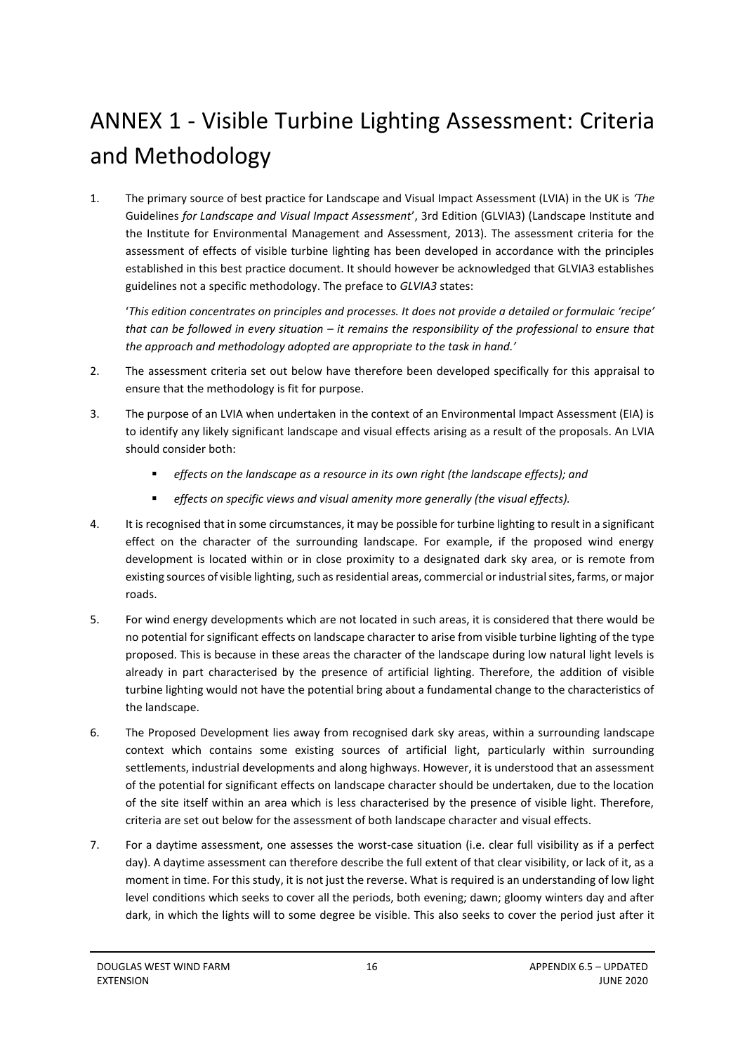# ANNEX 1 - Visible Turbine Lighting Assessment: Criteria and Methodology

1. The primary source of best practice for Landscape and Visual Impact Assessment (LVIA) in the UK is *'The* Guidelines *for Landscape and Visual Impact Assessment*', 3rd Edition (GLVIA3) (Landscape Institute and the Institute for Environmental Management and Assessment, 2013). The assessment criteria for the assessment of effects of visible turbine lighting has been developed in accordance with the principles established in this best practice document. It should however be acknowledged that GLVIA3 establishes guidelines not a specific methodology. The preface to *GLVIA3* states:

   '*This edition concentrates on principles and processes. It does not provide a detailed or formulaic 'recipe' that can be followed in every situation – it remains the responsibility of the professional to ensure that the approach and methodology adopted are appropriate to the task in hand.'*

2. The assessment criteria set out below have therefore been developed specifically for this appraisal to ensure that the methodology is fit for purpose.

3. The purpose of an LVIA when undertaken in the context of an Environmental Impact Assessment (EIA) is to identify any likely significant landscape and visual effects arising as a result of the proposals. An LVIA should consider both:

   - *effects on the landscape as a resource in its own right (the landscape effects); and*
   - *effects on specific views and visual amenity more generally (the visual effects).*

4. It is recognised that in some circumstances, it may be possible for turbine lighting to result in a significant effect on the character of the surrounding landscape. For example, if the proposed wind energy development is located within or in close proximity to a designated dark sky area, or is remote from existing sources of visible lighting, such as residential areas, commercial or industrial sites, farms, or major roads.

5. For wind energy developments which are not located in such areas, it is considered that there would be no potential for significant effects on landscape character to arise from visible turbine lighting of the type proposed. This is because in these areas the character of the landscape during low natural light levels is already in part characterised by the presence of artificial lighting. Therefore, the addition of visible turbine lighting would not have the potential bring about a fundamental change to the characteristics of the landscape.

6. The Proposed Development lies away from recognised dark sky areas, within a surrounding landscape context which contains some existing sources of artificial light, particularly within surrounding settlements, industrial developments and along highways. However, it is understood that an assessment of the potential for significant effects on landscape character should be undertaken, due to the location of the site itself within an area which is less characterised by the presence of visible light. Therefore, criteria are set out below for the assessment of both landscape character and visual effects.

7. For a daytime assessment, one assesses the worst-case situation (i.e. clear full visibility as if a perfect day). A daytime assessment can therefore describe the full extent of that clear visibility, or lack of it, as a moment in time. For this study, it is not just the reverse. What is required is an understanding of low light level conditions which seeks to cover all the periods, both evening; dawn; gloomy winters day and after dark, in which the lights will to some degree be visible. This also seeks to cover the period just after it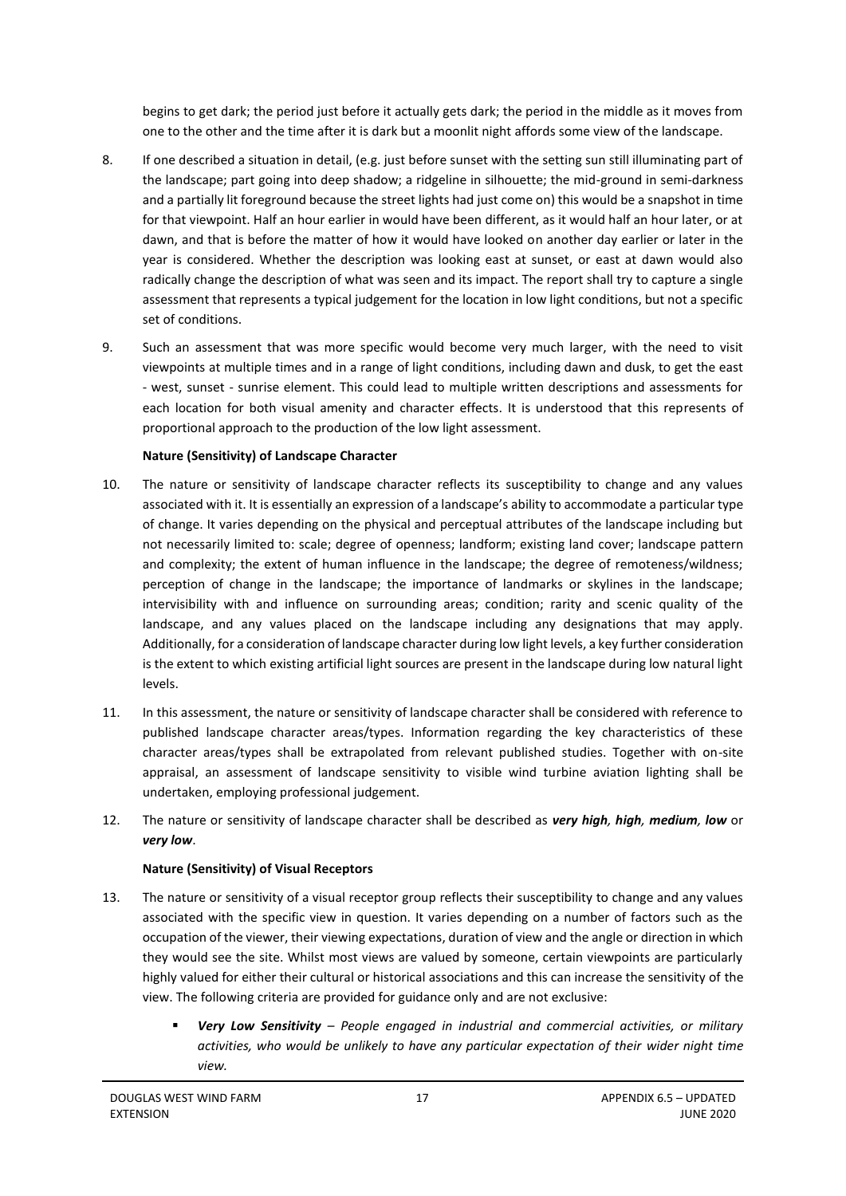begins to get dark; the period just before it actually gets dark; the period in the middle as it moves from one to the other and the time after it is dark but a moonlit night affords some view of the landscape.

8. If one described a situation in detail, (e.g. just before sunset with the setting sun still illuminating part of the landscape; part going into deep shadow; a ridgeline in silhouette; the mid-ground in semi-darkness and a partially lit foreground because the street lights had just come on) this would be a snapshot in time for that viewpoint. Half an hour earlier in would have been different, as it would half an hour later, or at dawn, and that is before the matter of how it would have looked on another day earlier or later in the year is considered. Whether the description was looking east at sunset, or east at dawn would also radically change the description of what was seen and its impact. The report shall try to capture a single assessment that represents a typical judgement for the location in low light conditions, but not a specific set of conditions.

9. Such an assessment that was more specific would become very much larger, with the need to visit viewpoints at multiple times and in a range of light conditions, including dawn and dusk, to get the east - west, sunset - sunrise element. This could lead to multiple written descriptions and assessments for each location for both visual amenity and character effects. It is understood that this represents of proportional approach to the production of the low light assessment.

**Nature (Sensitivity) of Landscape Character**

10. The nature or sensitivity of landscape character reflects its susceptibility to change and any values associated with it. It is essentially an expression of a landscape's ability to accommodate a particular type of change. It varies depending on the physical and perceptual attributes of the landscape including but not necessarily limited to: scale; degree of openness; landform; existing land cover; landscape pattern and complexity; the extent of human influence in the landscape; the degree of remoteness/wildness; perception of change in the landscape; the importance of landmarks or skylines in the landscape; intervisibility with and influence on surrounding areas; condition; rarity and scenic quality of the landscape, and any values placed on the landscape including any designations that may apply. Additionally, for a consideration of landscape character during low light levels, a key further consideration is the extent to which existing artificial light sources are present in the landscape during low natural light levels.

11. In this assessment, the nature or sensitivity of landscape character shall be considered with reference to published landscape character areas/types. Information regarding the key characteristics of these character areas/types shall be extrapolated from relevant published studies. Together with on-site appraisal, an assessment of landscape sensitivity to visible wind turbine aviation lighting shall be undertaken, employing professional judgement.

12. The nature or sensitivity of landscape character shall be described as ***very high, high, medium, low*** or ***very low***.

**Nature (Sensitivity) of Visual Receptors**

13. The nature or sensitivity of a visual receptor group reflects their susceptibility to change and any values associated with the specific view in question. It varies depending on a number of factors such as the occupation of the viewer, their viewing expectations, duration of view and the angle or direction in which they would see the site. Whilst most views are valued by someone, certain viewpoints are particularly highly valued for either their cultural or historical associations and this can increase the sensitivity of the view. The following criteria are provided for guidance only and are not exclusive:

- ***Very Low Sensitivity*** *– People engaged in industrial and commercial activities, or military activities, who would be unlikely to have any particular expectation of their wider night time view.*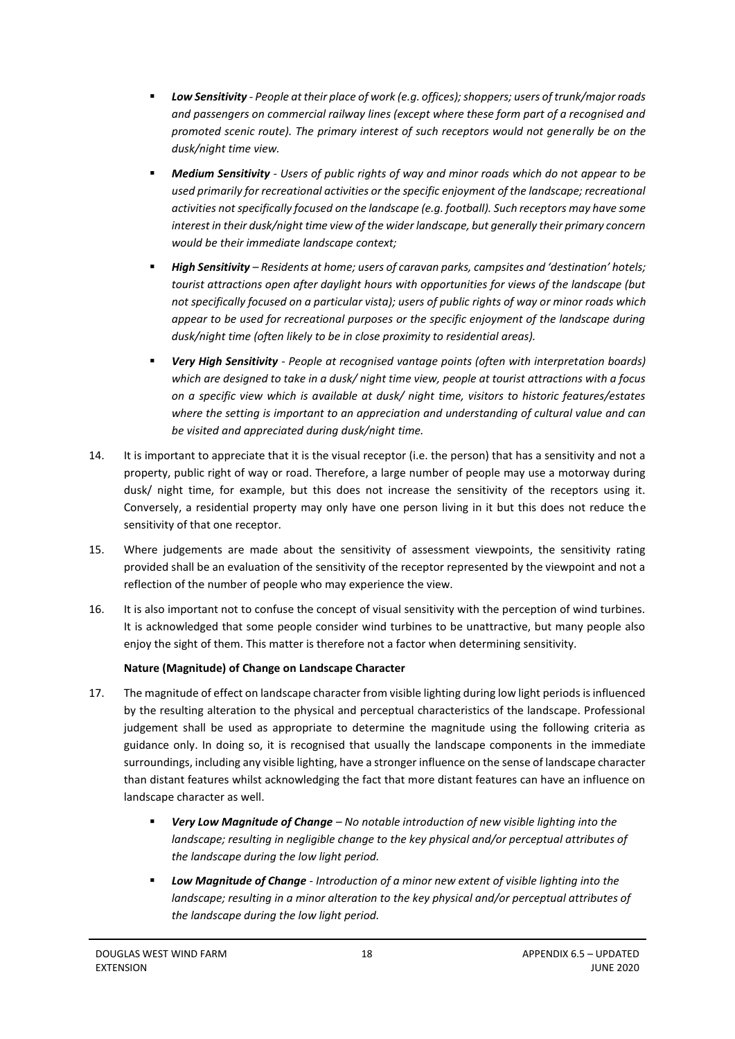- ***Low Sensitivity** - People at their place of work (e.g. offices); shoppers; users of trunk/major roads and passengers on commercial railway lines (except where these form part of a recognised and promoted scenic route). The primary interest of such receptors would not generally be on the dusk/night time view.*
- ***Medium Sensitivity** - Users of public rights of way and minor roads which do not appear to be used primarily for recreational activities or the specific enjoyment of the landscape; recreational activities not specifically focused on the landscape (e.g. football). Such receptors may have some interest in their dusk/night time view of the wider landscape, but generally their primary concern would be their immediate landscape context;*
- ***High Sensitivity** – Residents at home; users of caravan parks, campsites and 'destination' hotels; tourist attractions open after daylight hours with opportunities for views of the landscape (but not specifically focused on a particular vista); users of public rights of way or minor roads which appear to be used for recreational purposes or the specific enjoyment of the landscape during dusk/night time (often likely to be in close proximity to residential areas).*
- ***Very High Sensitivity** - People at recognised vantage points (often with interpretation boards) which are designed to take in a dusk/ night time view, people at tourist attractions with a focus on a specific view which is available at dusk/ night time, visitors to historic features/estates where the setting is important to an appreciation and understanding of cultural value and can be visited and appreciated during dusk/night time.*

14. It is important to appreciate that it is the visual receptor (i.e. the person) that has a sensitivity and not a property, public right of way or road. Therefore, a large number of people may use a motorway during dusk/ night time, for example, but this does not increase the sensitivity of the receptors using it. Conversely, a residential property may only have one person living in it but this does not reduce the sensitivity of that one receptor.

15. Where judgements are made about the sensitivity of assessment viewpoints, the sensitivity rating provided shall be an evaluation of the sensitivity of the receptor represented by the viewpoint and not a reflection of the number of people who may experience the view.

16. It is also important not to confuse the concept of visual sensitivity with the perception of wind turbines. It is acknowledged that some people consider wind turbines to be unattractive, but many people also enjoy the sight of them. This matter is therefore not a factor when determining sensitivity.

**Nature (Magnitude) of Change on Landscape Character**

17. The magnitude of effect on landscape character from visible lighting during low light periods is influenced by the resulting alteration to the physical and perceptual characteristics of the landscape. Professional judgement shall be used as appropriate to determine the magnitude using the following criteria as guidance only. In doing so, it is recognised that usually the landscape components in the immediate surroundings, including any visible lighting, have a stronger influence on the sense of landscape character than distant features whilst acknowledging the fact that more distant features can have an influence on landscape character as well.

    - ***Very Low Magnitude of Change** – No notable introduction of new visible lighting into the landscape; resulting in negligible change to the key physical and/or perceptual attributes of the landscape during the low light period.*
    - ***Low Magnitude of Change** - Introduction of a minor new extent of visible lighting into the landscape; resulting in a minor alteration to the key physical and/or perceptual attributes of the landscape during the low light period.*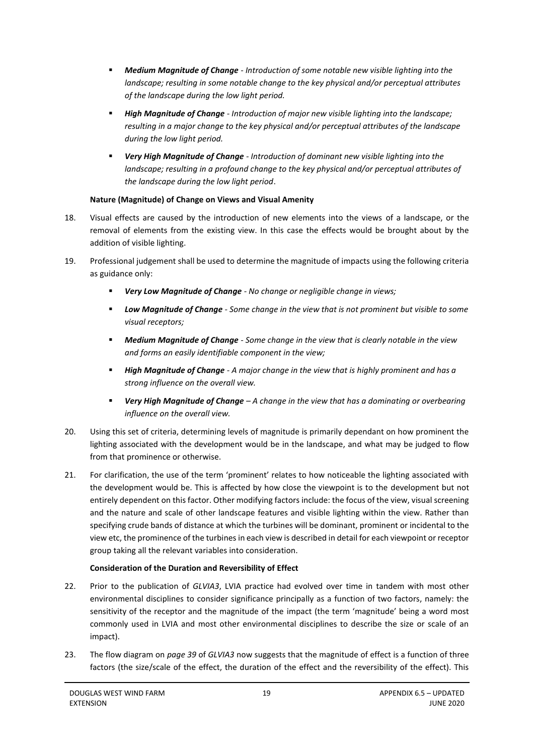- ***Medium Magnitude of Change*** *- Introduction of some notable new visible lighting into the landscape; resulting in some notable change to the key physical and/or perceptual attributes of the landscape during the low light period.*
- ***High Magnitude of Change*** *- Introduction of major new visible lighting into the landscape; resulting in a major change to the key physical and/or perceptual attributes of the landscape during the low light period.*
- ***Very High Magnitude of Change*** *- Introduction of dominant new visible lighting into the landscape; resulting in a profound change to the key physical and/or perceptual attributes of the landscape during the low light period*.

**Nature (Magnitude) of Change on Views and Visual Amenity**

18. Visual effects are caused by the introduction of new elements into the views of a landscape, or the removal of elements from the existing view. In this case the effects would be brought about by the addition of visible lighting.

19. Professional judgement shall be used to determine the magnitude of impacts using the following criteria as guidance only:

    - ***Very Low Magnitude of Change*** *- No change or negligible change in views;*
    - ***Low Magnitude of Change*** *- Some change in the view that is not prominent but visible to some visual receptors;*
    - ***Medium Magnitude of Change*** *- Some change in the view that is clearly notable in the view and forms an easily identifiable component in the view;*
    - ***High Magnitude of Change*** *- A major change in the view that is highly prominent and has a strong influence on the overall view.*
    - ***Very High Magnitude of Change*** *– A change in the view that has a dominating or overbearing influence on the overall view.*

20. Using this set of criteria, determining levels of magnitude is primarily dependant on how prominent the lighting associated with the development would be in the landscape, and what may be judged to flow from that prominence or otherwise.

21. For clarification, the use of the term 'prominent' relates to how noticeable the lighting associated with the development would be. This is affected by how close the viewpoint is to the development but not entirely dependent on this factor. Other modifying factors include: the focus of the view, visual screening and the nature and scale of other landscape features and visible lighting within the view. Rather than specifying crude bands of distance at which the turbines will be dominant, prominent or incidental to the view etc, the prominence of the turbines in each view is described in detail for each viewpoint or receptor group taking all the relevant variables into consideration.

**Consideration of the Duration and Reversibility of Effect**

22. Prior to the publication of *GLVIA3*, LVIA practice had evolved over time in tandem with most other environmental disciplines to consider significance principally as a function of two factors, namely: the sensitivity of the receptor and the magnitude of the impact (the term 'magnitude' being a word most commonly used in LVIA and most other environmental disciplines to describe the size or scale of an impact).

23. The flow diagram on *page 39* of *GLVIA3* now suggests that the magnitude of effect is a function of three factors (the size/scale of the effect, the duration of the effect and the reversibility of the effect). This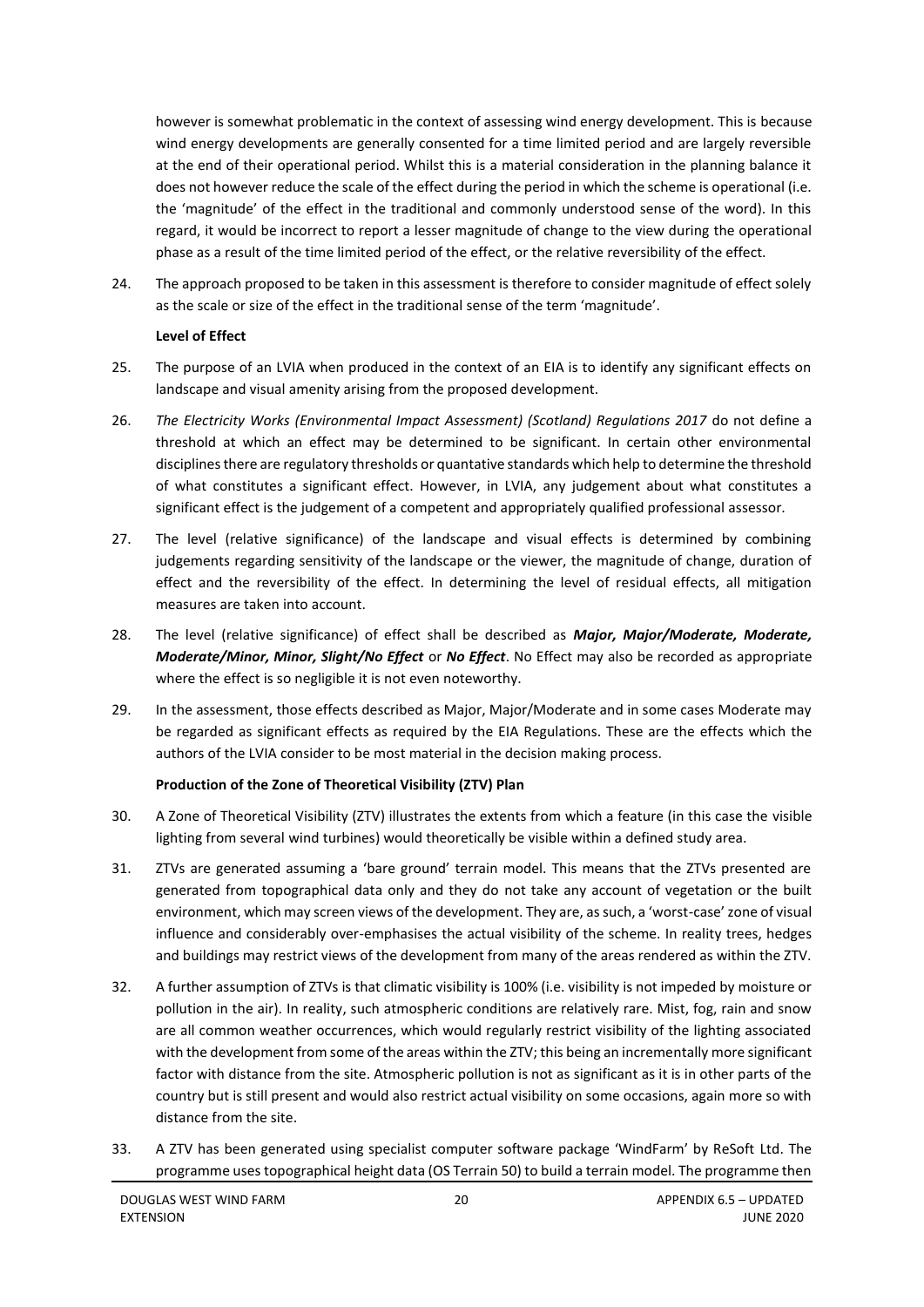however is somewhat problematic in the context of assessing wind energy development. This is because wind energy developments are generally consented for a time limited period and are largely reversible at the end of their operational period. Whilst this is a material consideration in the planning balance it does not however reduce the scale of the effect during the period in which the scheme is operational (i.e. the 'magnitude' of the effect in the traditional and commonly understood sense of the word). In this regard, it would be incorrect to report a lesser magnitude of change to the view during the operational phase as a result of the time limited period of the effect, or the relative reversibility of the effect.

24. The approach proposed to be taken in this assessment is therefore to consider magnitude of effect solely as the scale or size of the effect in the traditional sense of the term 'magnitude'.

**Level of Effect**

25. The purpose of an LVIA when produced in the context of an EIA is to identify any significant effects on landscape and visual amenity arising from the proposed development.

26. *The Electricity Works (Environmental Impact Assessment) (Scotland) Regulations 2017* do not define a threshold at which an effect may be determined to be significant. In certain other environmental disciplines there are regulatory thresholds or quantative standards which help to determine the threshold of what constitutes a significant effect. However, in LVIA, any judgement about what constitutes a significant effect is the judgement of a competent and appropriately qualified professional assessor.

27. The level (relative significance) of the landscape and visual effects is determined by combining judgements regarding sensitivity of the landscape or the viewer, the magnitude of change, duration of effect and the reversibility of the effect. In determining the level of residual effects, all mitigation measures are taken into account.

28. The level (relative significance) of effect shall be described as ***Major, Major/Moderate, Moderate, Moderate/Minor, Minor, Slight/No Effect*** or ***No Effect***. No Effect may also be recorded as appropriate where the effect is so negligible it is not even noteworthy.

29. In the assessment, those effects described as Major, Major/Moderate and in some cases Moderate may be regarded as significant effects as required by the EIA Regulations. These are the effects which the authors of the LVIA consider to be most material in the decision making process.

**Production of the Zone of Theoretical Visibility (ZTV) Plan**

30. A Zone of Theoretical Visibility (ZTV) illustrates the extents from which a feature (in this case the visible lighting from several wind turbines) would theoretically be visible within a defined study area.

31. ZTVs are generated assuming a 'bare ground' terrain model. This means that the ZTVs presented are generated from topographical data only and they do not take any account of vegetation or the built environment, which may screen views of the development. They are, as such, a 'worst-case' zone of visual influence and considerably over-emphasises the actual visibility of the scheme. In reality trees, hedges and buildings may restrict views of the development from many of the areas rendered as within the ZTV.

32. A further assumption of ZTVs is that climatic visibility is 100% (i.e. visibility is not impeded by moisture or pollution in the air). In reality, such atmospheric conditions are relatively rare. Mist, fog, rain and snow are all common weather occurrences, which would regularly restrict visibility of the lighting associated with the development from some of the areas within the ZTV; this being an incrementally more significant factor with distance from the site. Atmospheric pollution is not as significant as it is in other parts of the country but is still present and would also restrict actual visibility on some occasions, again more so with distance from the site.

33. A ZTV has been generated using specialist computer software package 'WindFarm' by ReSoft Ltd. The programme uses topographical height data (OS Terrain 50) to build a terrain model. The programme then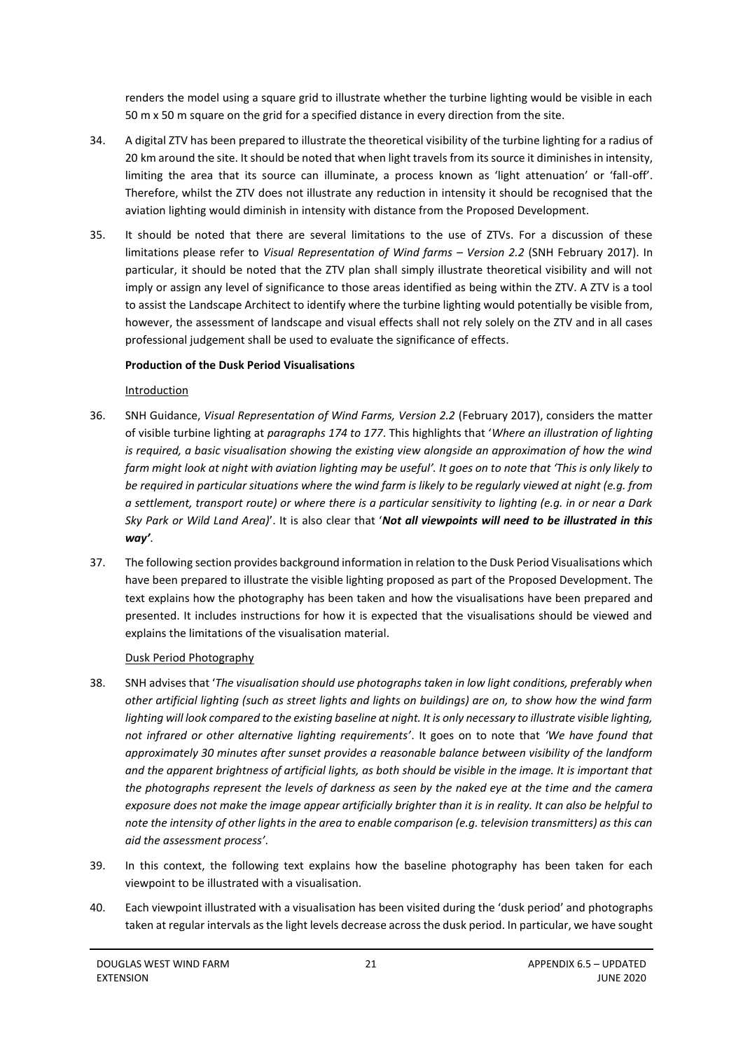renders the model using a square grid to illustrate whether the turbine lighting would be visible in each 50 m x 50 m square on the grid for a specified distance in every direction from the site.

34. A digital ZTV has been prepared to illustrate the theoretical visibility of the turbine lighting for a radius of 20 km around the site. It should be noted that when light travels from its source it diminishes in intensity, limiting the area that its source can illuminate, a process known as 'light attenuation' or 'fall-off'. Therefore, whilst the ZTV does not illustrate any reduction in intensity it should be recognised that the aviation lighting would diminish in intensity with distance from the Proposed Development.

35. It should be noted that there are several limitations to the use of ZTVs. For a discussion of these limitations please refer to *Visual Representation of Wind farms – Version 2.2* (SNH February 2017). In particular, it should be noted that the ZTV plan shall simply illustrate theoretical visibility and will not imply or assign any level of significance to those areas identified as being within the ZTV. A ZTV is a tool to assist the Landscape Architect to identify where the turbine lighting would potentially be visible from, however, the assessment of landscape and visual effects shall not rely solely on the ZTV and in all cases professional judgement shall be used to evaluate the significance of effects.

**Production of the Dusk Period Visualisations**

Introduction

36. SNH Guidance, *Visual Representation of Wind Farms, Version 2.2* (February 2017), considers the matter of visible turbine lighting at *paragraphs 174 to 177*. This highlights that '*Where an illustration of lighting is required, a basic visualisation showing the existing view alongside an approximation of how the wind farm might look at night with aviation lighting may be useful'. It goes on to note that 'This is only likely to be required in particular situations where the wind farm is likely to be regularly viewed at night (e.g. from a settlement, transport route) or where there is a particular sensitivity to lighting (e.g. in or near a Dark Sky Park or Wild Land Area)*'. It is also clear that '***Not all viewpoints will need to be illustrated in this way'***.

37. The following section provides background information in relation to the Dusk Period Visualisations which have been prepared to illustrate the visible lighting proposed as part of the Proposed Development. The text explains how the photography has been taken and how the visualisations have been prepared and presented. It includes instructions for how it is expected that the visualisations should be viewed and explains the limitations of the visualisation material.

Dusk Period Photography

38. SNH advises that '*The visualisation should use photographs taken in low light conditions, preferably when other artificial lighting (such as street lights and lights on buildings) are on, to show how the wind farm lighting will look compared to the existing baseline at night. It is only necessary to illustrate visible lighting, not infrared or other alternative lighting requirements'*. It goes on to note that *'We have found that approximately 30 minutes after sunset provides a reasonable balance between visibility of the landform and the apparent brightness of artificial lights, as both should be visible in the image. It is important that the photographs represent the levels of darkness as seen by the naked eye at the time and the camera exposure does not make the image appear artificially brighter than it is in reality. It can also be helpful to note the intensity of other lights in the area to enable comparison (e.g. television transmitters) as this can aid the assessment process'*.

39. In this context, the following text explains how the baseline photography has been taken for each viewpoint to be illustrated with a visualisation.

40. Each viewpoint illustrated with a visualisation has been visited during the 'dusk period' and photographs taken at regular intervals as the light levels decrease across the dusk period. In particular, we have sought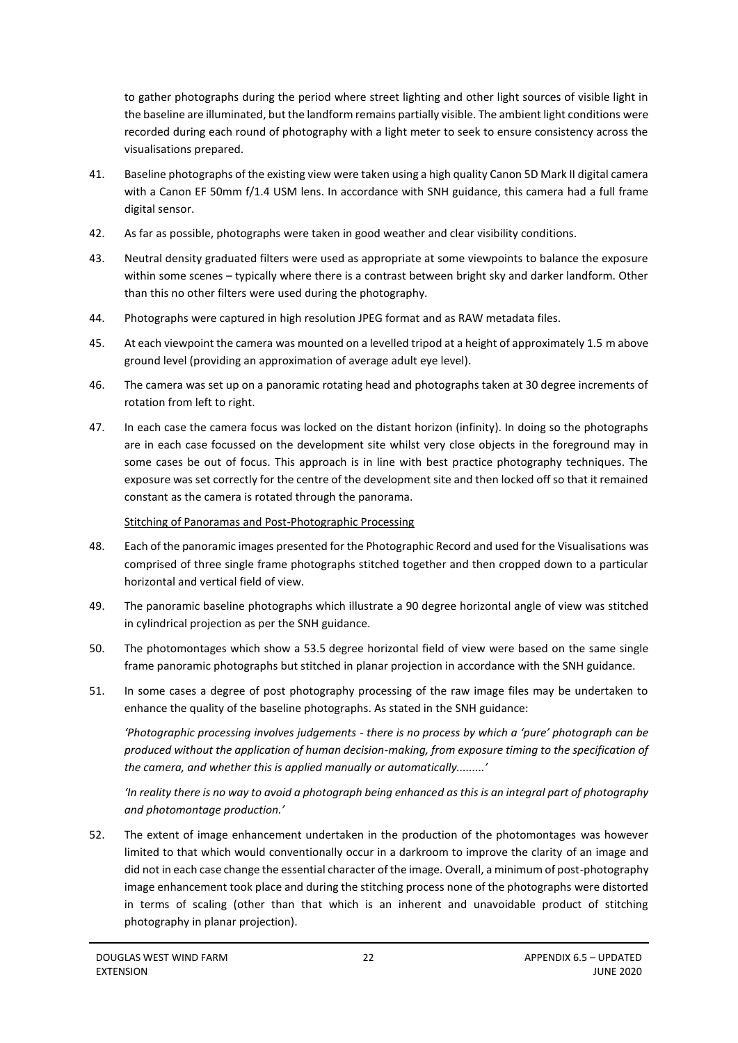to gather photographs during the period where street lighting and other light sources of visible light in the baseline are illuminated, but the landform remains partially visible. The ambient light conditions were recorded during each round of photography with a light meter to seek to ensure consistency across the visualisations prepared.

41. Baseline photographs of the existing view were taken using a high quality Canon 5D Mark II digital camera with a Canon EF 50mm f/1.4 USM lens. In accordance with SNH guidance, this camera had a full frame digital sensor.

42. As far as possible, photographs were taken in good weather and clear visibility conditions.

43. Neutral density graduated filters were used as appropriate at some viewpoints to balance the exposure within some scenes – typically where there is a contrast between bright sky and darker landform. Other than this no other filters were used during the photography.

44. Photographs were captured in high resolution JPEG format and as RAW metadata files.

45. At each viewpoint the camera was mounted on a levelled tripod at a height of approximately 1.5 m above ground level (providing an approximation of average adult eye level).

46. The camera was set up on a panoramic rotating head and photographs taken at 30 degree increments of rotation from left to right.

47. In each case the camera focus was locked on the distant horizon (infinity). In doing so the photographs are in each case focussed on the development site whilst very close objects in the foreground may in some cases be out of focus. This approach is in line with best practice photography techniques. The exposure was set correctly for the centre of the development site and then locked off so that it remained constant as the camera is rotated through the panorama.

<u>Stitching of Panoramas and Post-Photographic Processing</u>

48. Each of the panoramic images presented for the Photographic Record and used for the Visualisations was comprised of three single frame photographs stitched together and then cropped down to a particular horizontal and vertical field of view.

49. The panoramic baseline photographs which illustrate a 90 degree horizontal angle of view was stitched in cylindrical projection as per the SNH guidance.

50. The photomontages which show a 53.5 degree horizontal field of view were based on the same single frame panoramic photographs but stitched in planar projection in accordance with the SNH guidance.

51. In some cases a degree of post photography processing of the raw image files may be undertaken to enhance the quality of the baseline photographs. As stated in the SNH guidance:

*'Photographic processing involves judgements - there is no process by which a 'pure' photograph can be produced without the application of human decision-making, from exposure timing to the specification of the camera, and whether this is applied manually or automatically.........'*

*'In reality there is no way to avoid a photograph being enhanced as this is an integral part of photography and photomontage production.'*

52. The extent of image enhancement undertaken in the production of the photomontages was however limited to that which would conventionally occur in a darkroom to improve the clarity of an image and did not in each case change the essential character of the image. Overall, a minimum of post-photography image enhancement took place and during the stitching process none of the photographs were distorted in terms of scaling (other than that which is an inherent and unavoidable product of stitching photography in planar projection).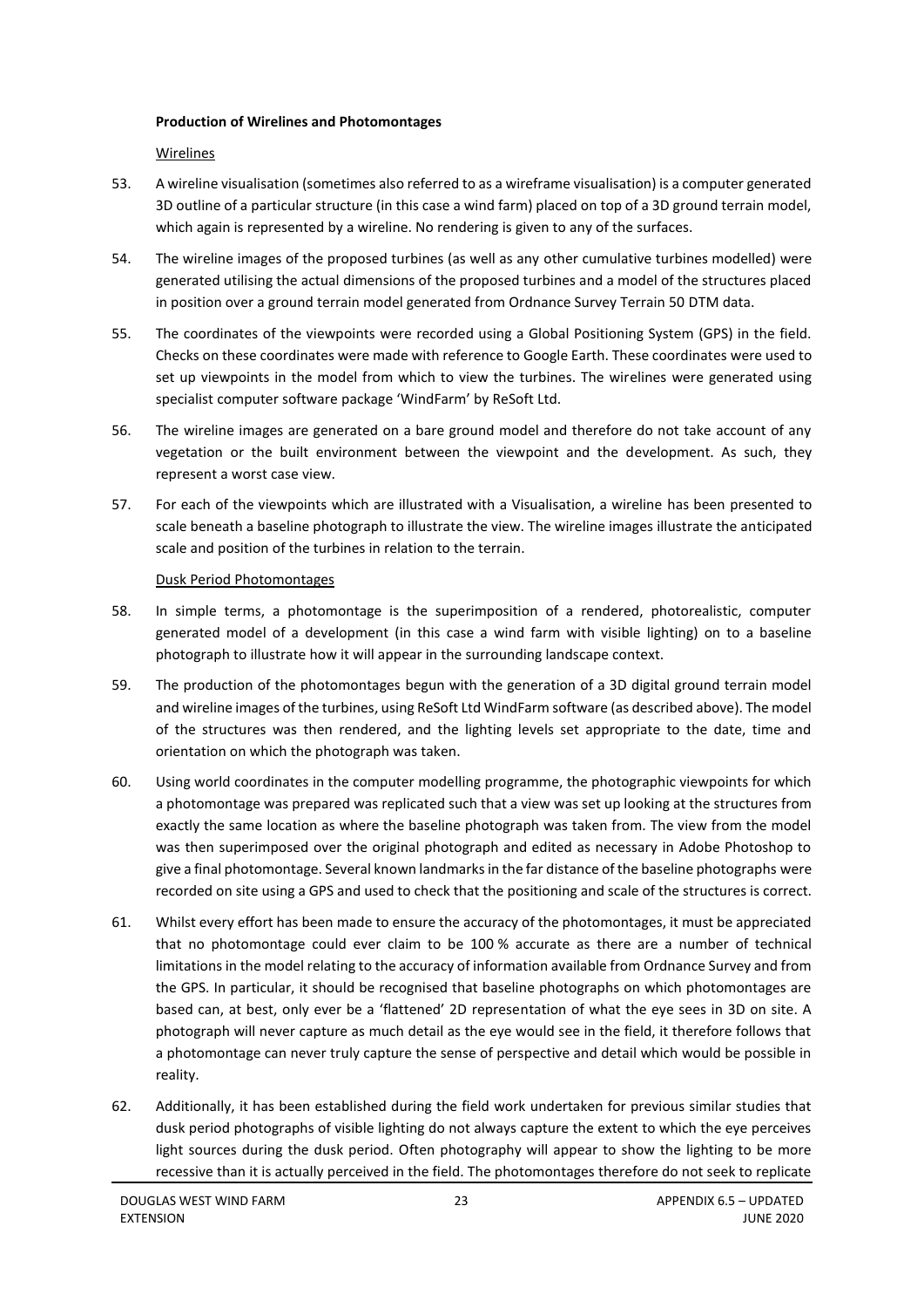**Production of Wirelines and Photomontages**

Wirelines

53. A wireline visualisation (sometimes also referred to as a wireframe visualisation) is a computer generated 3D outline of a particular structure (in this case a wind farm) placed on top of a 3D ground terrain model, which again is represented by a wireline. No rendering is given to any of the surfaces.

54. The wireline images of the proposed turbines (as well as any other cumulative turbines modelled) were generated utilising the actual dimensions of the proposed turbines and a model of the structures placed in position over a ground terrain model generated from Ordnance Survey Terrain 50 DTM data.

55. The coordinates of the viewpoints were recorded using a Global Positioning System (GPS) in the field. Checks on these coordinates were made with reference to Google Earth. These coordinates were used to set up viewpoints in the model from which to view the turbines. The wirelines were generated using specialist computer software package 'WindFarm' by ReSoft Ltd.

56. The wireline images are generated on a bare ground model and therefore do not take account of any vegetation or the built environment between the viewpoint and the development. As such, they represent a worst case view.

57. For each of the viewpoints which are illustrated with a Visualisation, a wireline has been presented to scale beneath a baseline photograph to illustrate the view. The wireline images illustrate the anticipated scale and position of the turbines in relation to the terrain.

Dusk Period Photomontages

58. In simple terms, a photomontage is the superimposition of a rendered, photorealistic, computer generated model of a development (in this case a wind farm with visible lighting) on to a baseline photograph to illustrate how it will appear in the surrounding landscape context.

59. The production of the photomontages begun with the generation of a 3D digital ground terrain model and wireline images of the turbines, using ReSoft Ltd WindFarm software (as described above). The model of the structures was then rendered, and the lighting levels set appropriate to the date, time and orientation on which the photograph was taken.

60. Using world coordinates in the computer modelling programme, the photographic viewpoints for which a photomontage was prepared was replicated such that a view was set up looking at the structures from exactly the same location as where the baseline photograph was taken from. The view from the model was then superimposed over the original photograph and edited as necessary in Adobe Photoshop to give a final photomontage. Several known landmarks in the far distance of the baseline photographs were recorded on site using a GPS and used to check that the positioning and scale of the structures is correct.

61. Whilst every effort has been made to ensure the accuracy of the photomontages, it must be appreciated that no photomontage could ever claim to be 100 % accurate as there are a number of technical limitations in the model relating to the accuracy of information available from Ordnance Survey and from the GPS. In particular, it should be recognised that baseline photographs on which photomontages are based can, at best, only ever be a 'flattened' 2D representation of what the eye sees in 3D on site. A photograph will never capture as much detail as the eye would see in the field, it therefore follows that a photomontage can never truly capture the sense of perspective and detail which would be possible in reality.

62. Additionally, it has been established during the field work undertaken for previous similar studies that dusk period photographs of visible lighting do not always capture the extent to which the eye perceives light sources during the dusk period. Often photography will appear to show the lighting to be more recessive than it is actually perceived in the field. The photomontages therefore do not seek to replicate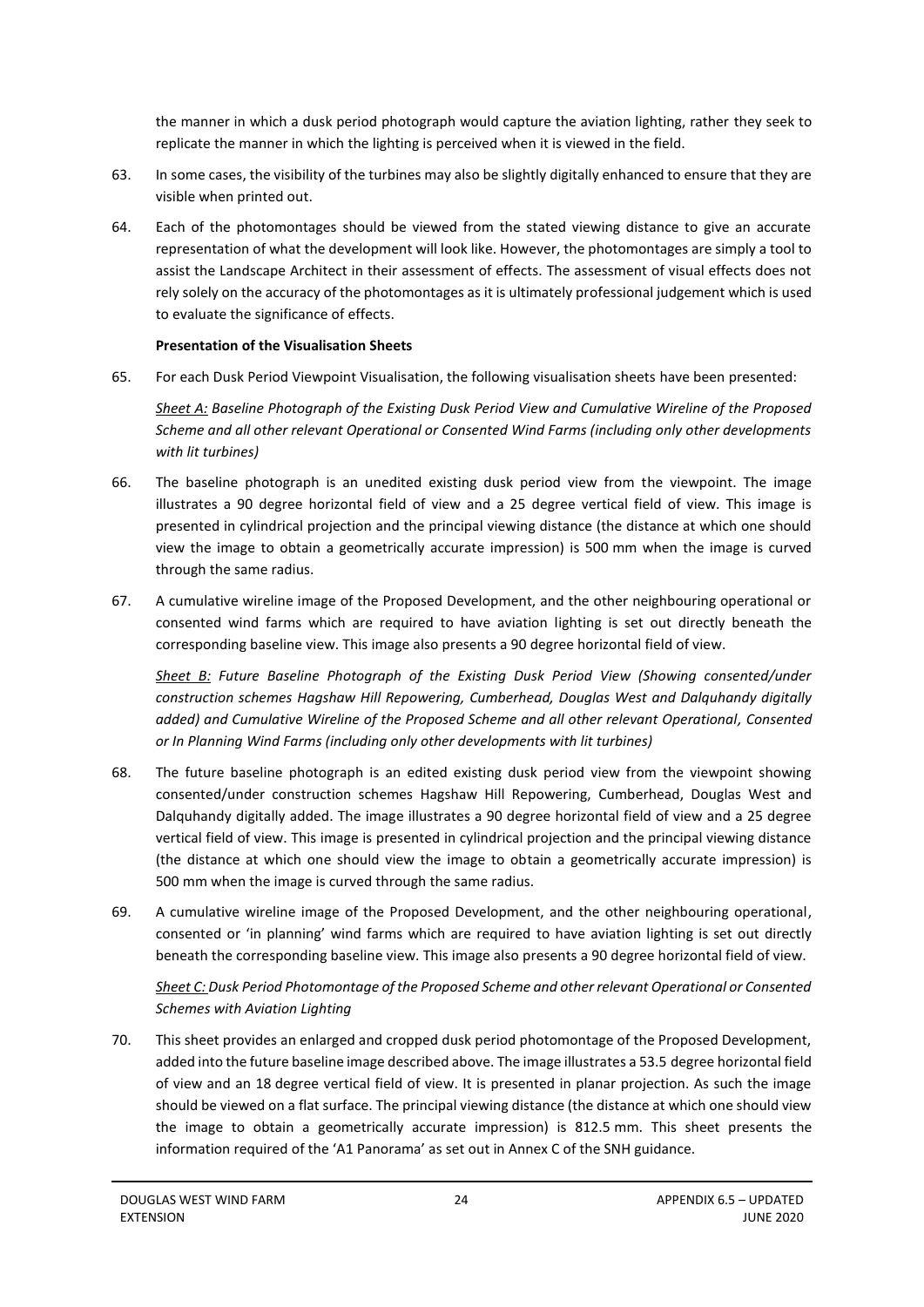the manner in which a dusk period photograph would capture the aviation lighting, rather they seek to replicate the manner in which the lighting is perceived when it is viewed in the field.

63. In some cases, the visibility of the turbines may also be slightly digitally enhanced to ensure that they are visible when printed out.

64. Each of the photomontages should be viewed from the stated viewing distance to give an accurate representation of what the development will look like. However, the photomontages are simply a tool to assist the Landscape Architect in their assessment of effects. The assessment of visual effects does not rely solely on the accuracy of the photomontages as it is ultimately professional judgement which is used to evaluate the significance of effects.

**Presentation of the Visualisation Sheets**

65. For each Dusk Period Viewpoint Visualisation, the following visualisation sheets have been presented:

*Sheet A: Baseline Photograph of the Existing Dusk Period View and Cumulative Wireline of the Proposed Scheme and all other relevant Operational or Consented Wind Farms (including only other developments with lit turbines)*

66. The baseline photograph is an unedited existing dusk period view from the viewpoint. The image illustrates a 90 degree horizontal field of view and a 25 degree vertical field of view. This image is presented in cylindrical projection and the principal viewing distance (the distance at which one should view the image to obtain a geometrically accurate impression) is 500 mm when the image is curved through the same radius.

67. A cumulative wireline image of the Proposed Development, and the other neighbouring operational or consented wind farms which are required to have aviation lighting is set out directly beneath the corresponding baseline view. This image also presents a 90 degree horizontal field of view.

*Sheet B: Future Baseline Photograph of the Existing Dusk Period View (Showing consented/under construction schemes Hagshaw Hill Repowering, Cumberhead, Douglas West and Dalquhandy digitally added) and Cumulative Wireline of the Proposed Scheme and all other relevant Operational, Consented or In Planning Wind Farms (including only other developments with lit turbines)*

68. The future baseline photograph is an edited existing dusk period view from the viewpoint showing consented/under construction schemes Hagshaw Hill Repowering, Cumberhead, Douglas West and Dalquhandy digitally added. The image illustrates a 90 degree horizontal field of view and a 25 degree vertical field of view. This image is presented in cylindrical projection and the principal viewing distance (the distance at which one should view the image to obtain a geometrically accurate impression) is 500 mm when the image is curved through the same radius.

69. A cumulative wireline image of the Proposed Development, and the other neighbouring operational, consented or 'in planning' wind farms which are required to have aviation lighting is set out directly beneath the corresponding baseline view. This image also presents a 90 degree horizontal field of view.

*Sheet C: Dusk Period Photomontage of the Proposed Scheme and other relevant Operational or Consented Schemes with Aviation Lighting*

70. This sheet provides an enlarged and cropped dusk period photomontage of the Proposed Development, added into the future baseline image described above. The image illustrates a 53.5 degree horizontal field of view and an 18 degree vertical field of view. It is presented in planar projection. As such the image should be viewed on a flat surface. The principal viewing distance (the distance at which one should view the image to obtain a geometrically accurate impression) is 812.5 mm. This sheet presents the information required of the 'A1 Panorama' as set out in Annex C of the SNH guidance.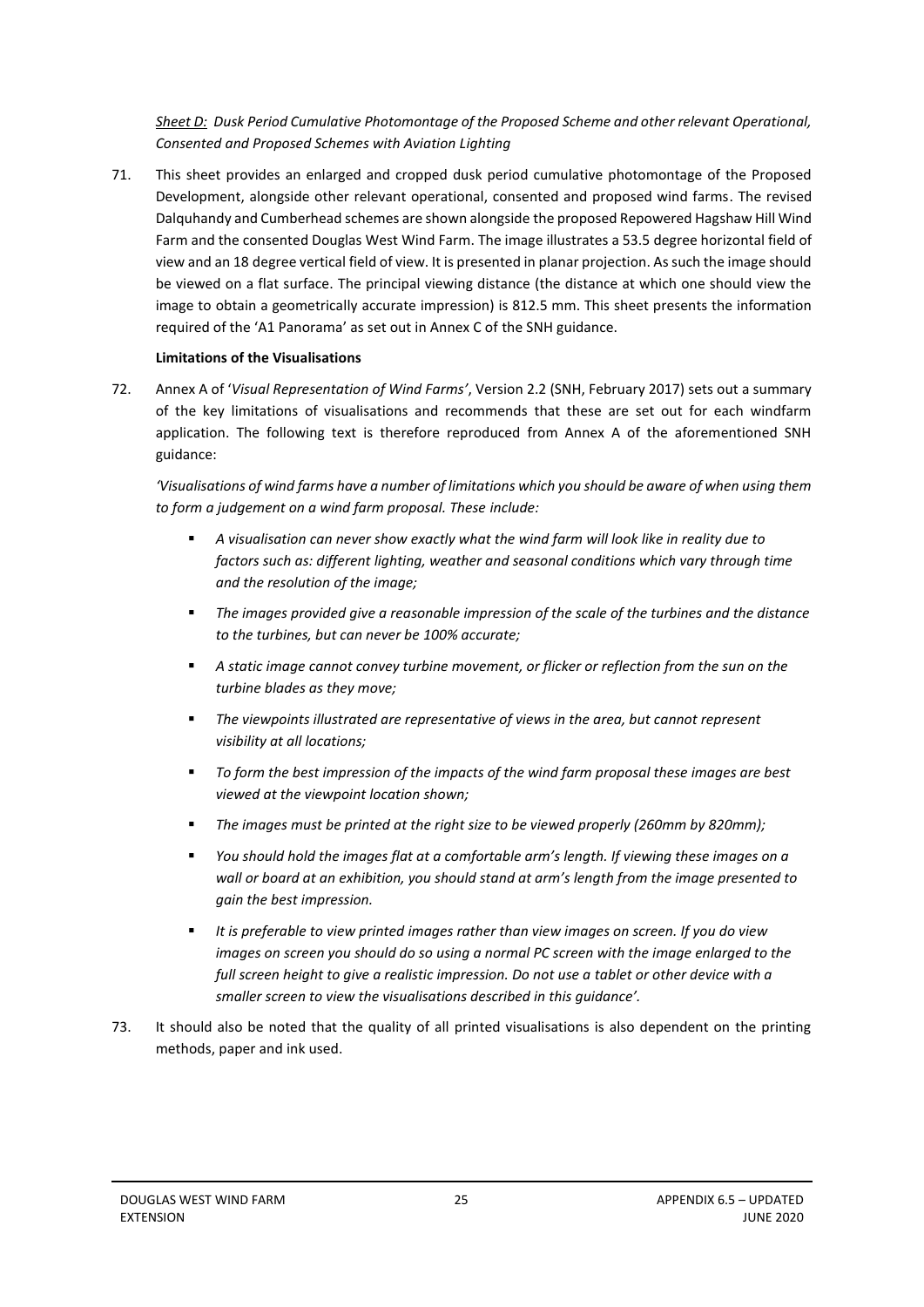*<u>Sheet D:</u> Dusk Period Cumulative Photomontage of the Proposed Scheme and other relevant Operational, Consented and Proposed Schemes with Aviation Lighting*

71. This sheet provides an enlarged and cropped dusk period cumulative photomontage of the Proposed Development, alongside other relevant operational, consented and proposed wind farms. The revised Dalquhandy and Cumberhead schemes are shown alongside the proposed Repowered Hagshaw Hill Wind Farm and the consented Douglas West Wind Farm. The image illustrates a 53.5 degree horizontal field of view and an 18 degree vertical field of view. It is presented in planar projection. As such the image should be viewed on a flat surface. The principal viewing distance (the distance at which one should view the image to obtain a geometrically accurate impression) is 812.5 mm. This sheet presents the information required of the 'A1 Panorama' as set out in Annex C of the SNH guidance.

**Limitations of the Visualisations**

72. Annex A of '*Visual Representation of Wind Farms'*, Version 2.2 (SNH, February 2017) sets out a summary of the key limitations of visualisations and recommends that these are set out for each windfarm application. The following text is therefore reproduced from Annex A of the aforementioned SNH guidance:

*'Visualisations of wind farms have a number of limitations which you should be aware of when using them to form a judgement on a wind farm proposal. These include:*

- *A visualisation can never show exactly what the wind farm will look like in reality due to factors such as: different lighting, weather and seasonal conditions which vary through time and the resolution of the image;*
- *The images provided give a reasonable impression of the scale of the turbines and the distance to the turbines, but can never be 100% accurate;*
- *A static image cannot convey turbine movement, or flicker or reflection from the sun on the turbine blades as they move;*
- *The viewpoints illustrated are representative of views in the area, but cannot represent visibility at all locations;*
- *To form the best impression of the impacts of the wind farm proposal these images are best viewed at the viewpoint location shown;*
- *The images must be printed at the right size to be viewed properly (260mm by 820mm);*
- *You should hold the images flat at a comfortable arm's length. If viewing these images on a wall or board at an exhibition, you should stand at arm's length from the image presented to gain the best impression.*
- *It is preferable to view printed images rather than view images on screen. If you do view images on screen you should do so using a normal PC screen with the image enlarged to the full screen height to give a realistic impression. Do not use a tablet or other device with a smaller screen to view the visualisations described in this guidance'.*

73. It should also be noted that the quality of all printed visualisations is also dependent on the printing methods, paper and ink used.